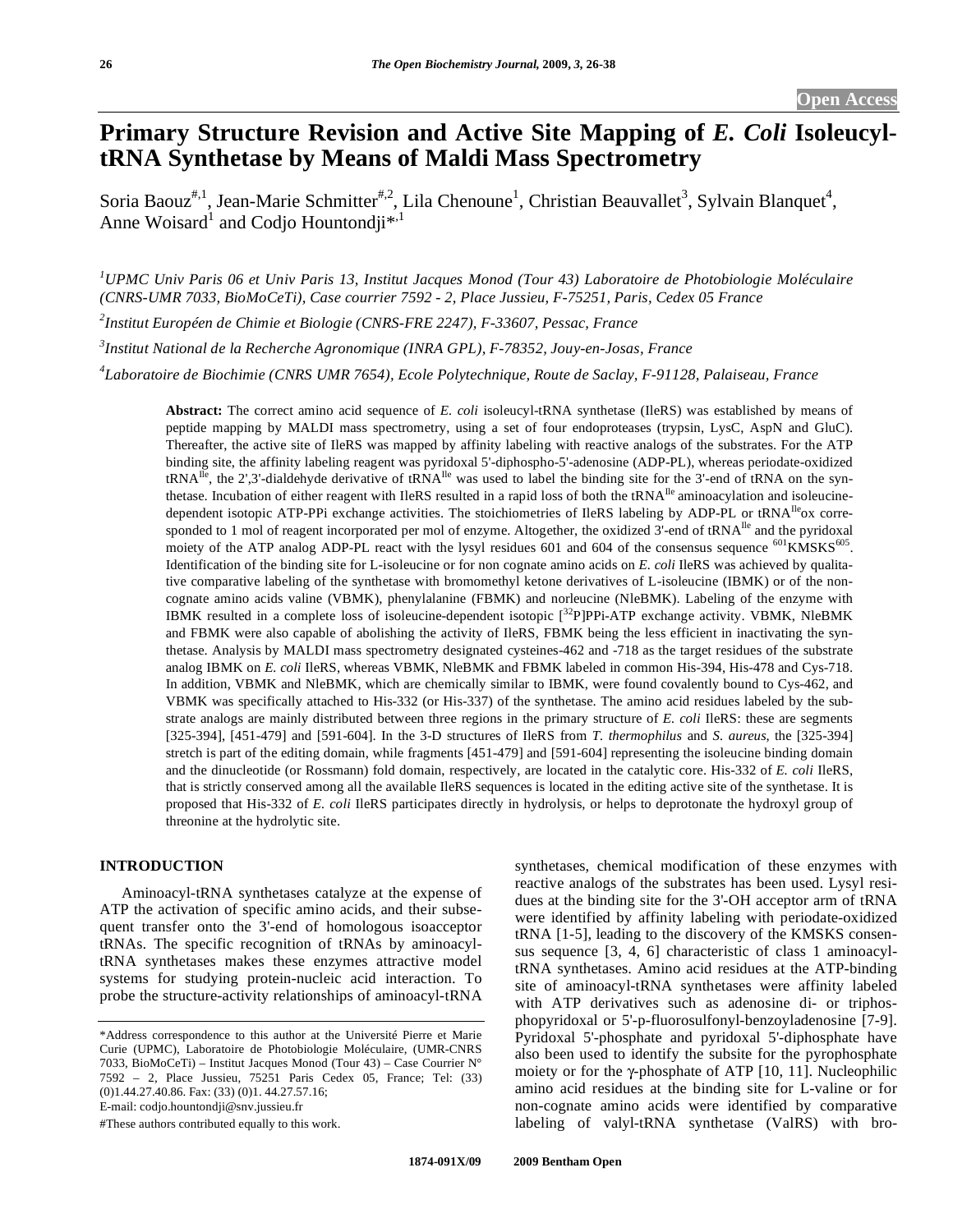Open Access

# Primary Structure Revision and Active Site Mapping of *E. Coli* Isoleucyl-tRNA Synthetase by Means of Maldi Mass Spectrometry

Soria Baouz[#,1], Jean-Marie Schmitter[#,2], Lila Chenoune[1], Christian Beauvallet[3], Sylvain Blanquet[4], Anne Woisard[1] and Codjo Hountondji*[,1]

[1]UPMC Univ Paris 06 et Univ Paris 13, Institut Jacques Monod (Tour 43) Laboratoire de Photobiologie Moléculaire (CNRS-UMR 7033, BioMoCeTi), Case courrier 7592 - 2, Place Jussieu, F-75251, Paris, Cedex 05 France

[2]Institut Européen de Chimie et Biologie (CNRS-FRE 2247), F-33607, Pessac, France

[3]Institut National de la Recherche Agronomique (INRA GPL), F-78352, Jouy-en-Josas, France

[4]Laboratoire de Biochimie (CNRS UMR 7654), Ecole Polytechnique, Route de Saclay, F-91128, Palaiseau, France

**Abstract:** The correct amino acid sequence of *E. coli* isoleucyl-tRNA synthetase (IleRS) was established by means of peptide mapping by MALDI mass spectrometry, using a set of four endoproteases (trypsin, LysC, AspN and GluC). Thereafter, the active site of IleRS was mapped by affinity labeling with reactive analogs of the substrates. For the ATP binding site, the affinity labeling reagent was pyridoxal 5'-diphospho-5'-adenosine (ADP-PL), whereas periodate-oxidized $tRNA^{Ile}$, the 2',3'-dialdehyde derivative of $tRNA^{Ile}$ was used to label the binding site for the 3'-end of tRNA on the synthetase. Incubation of either reagent with IleRS resulted in a rapid loss of both the $tRNA^{Ile}$ aminoacylation and isoleucine-dependent isotopic ATP-PPi exchange activities. The stoichiometries of IleRS labeling by ADP-PL or $tRNA^{Ile}$ox corresponded to 1 mol of reagent incorporated per mol of enzyme. Altogether, the oxidized 3'-end of $tRNA^{Ile}$ and the pyridoxal moiety of the ATP analog ADP-PL react with the lysyl residues 601 and 604 of the consensus sequence $^{601}$KMSKS$^{605}$. Identification of the binding site for L-isoleucine or for non cognate amino acids on *E. coli* IleRS was achieved by qualitative comparative labeling of the synthetase with bromomethyl ketone derivatives of L-isoleucine (IBMK) or of the non-cognate amino acids valine (VBMK), phenylalanine (FBMK) and norleucine (NleBMK). Labeling of the enzyme with IBMK resulted in a complete loss of isoleucine-dependent isotopic [$^{32}$P]PPi-ATP exchange activity. VBMK, NleBMK and FBMK were also capable of abolishing the activity of IleRS, FBMK being the less efficient in inactivating the synthetase. Analysis by MALDI mass spectrometry designated cysteines-462 and -718 as the target residues of the substrate analog IBMK on *E. coli* IleRS, whereas VBMK, NleBMK and FBMK labeled in common His-394, His-478 and Cys-718. In addition, VBMK and NleBMK, which are chemically similar to IBMK, were found covalently bound to Cys-462, and VBMK was specifically attached to His-332 (or His-337) of the synthetase. The amino acid residues labeled by the substrate analogs are mainly distributed between three regions in the primary structure of *E. coli* IleRS: these are segments [325-394], [451-479] and [591-604]. In the 3-D structures of IleRS from *T. thermophilus* and *S. aureus*, the [325-394] stretch is part of the editing domain, while fragments [451-479] and [591-604] representing the isoleucine binding domain and the dinucleotide (or Rossmann) fold domain, respectively, are located in the catalytic core. His-332 of *E. coli* IleRS, that is strictly conserved among all the available IleRS sequences is located in the editing active site of the synthetase. It is proposed that His-332 of *E. coli* IleRS participates directly in hydrolysis, or helps to deprotonate the hydroxyl group of threonine at the hydrolytic site.

## INTRODUCTION

Aminoacyl-tRNA synthetases catalyze at the expense of ATP the activation of specific amino acids, and their subsequent transfer onto the 3'-end of homologous isoacceptor tRNAs. The specific recognition of tRNAs by aminoacyl-tRNA synthetases makes these enzymes attractive model systems for studying protein-nucleic acid interaction. To probe the structure-activity relationships of aminoacyl-tRNA synthetases, chemical modification of these enzymes with reactive analogs of the substrates has been used. Lysyl residues at the binding site for the 3'-OH acceptor arm of tRNA were identified by affinity labeling with periodate-oxidized tRNA [1-5], leading to the discovery of the KMSKS consensus sequence [3, 4, 6] characteristic of class 1 aminoacyl-tRNA synthetases. Amino acid residues at the ATP-binding site of aminoacyl-tRNA synthetases were affinity labeled with ATP derivatives such as adenosine di- or triphosphopyridoxal or 5'-p-fluorosulfonyl-benzoyladenosine [7-9]. Pyridoxal 5'-phosphate and pyridoxal 5'-diphosphate have also been used to identify the subsite for the pyrophosphate moiety or for the $\gamma$-phosphate of ATP [10, 11]. Nucleophilic amino acid residues at the binding site for L-valine or for non-cognate amino acids were identified by comparative labeling of valyl-tRNA synthetase (ValRS) with bro-

*Address correspondence to this author at the Université Pierre et Marie Curie (UPMC), Laboratoire de Photobiologie Moléculaire, (UMR-CNRS 7033, BioMoCeTi) – Institut Jacques Monod (Tour 43) – Case Courrier N° 7592 – 2, Place Jussieu, 75251 Paris Cedex 05, France; Tel: (33) (0)1.44.27.40.86. Fax: (33) (0)1. 44.27.57.16;
E-mail: codjo.hountondji@snv.jussieu.fr

#These authors contributed equally to this work.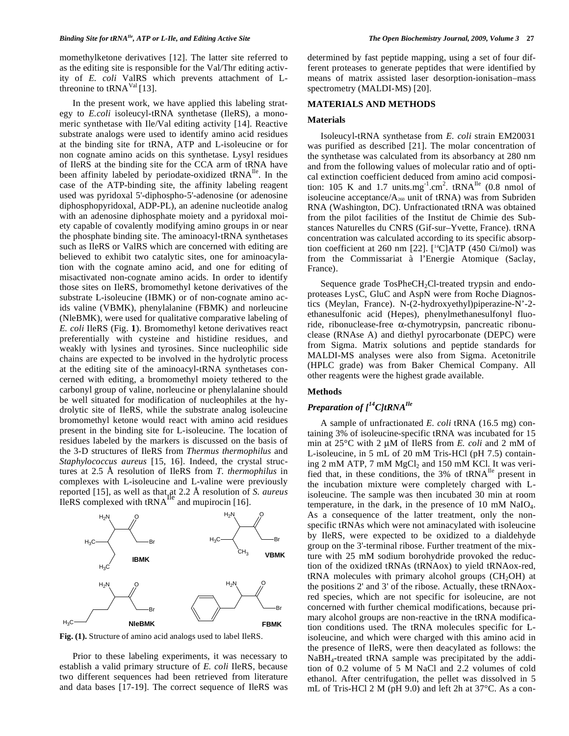momethylketone derivatives [12]. The latter site referred to as the editing site is responsible for the Val/Thr editing activity of *E. coli* ValRS which prevents attachment of L-threonine to $tRNA^{Val}$ [13].

In the present work, we have applied this labeling strategy to *E.coli* isoleucyl-tRNA synthetase (IleRS), a monomeric synthetase with Ile/Val editing activity [14]. Reactive substrate analogs were used to identify amino acid residues at the binding site for tRNA, ATP and L-isoleucine or for non cognate amino acids on this synthetase. Lysyl residues of IleRS at the binding site for the CCA arm of tRNA have been affinity labeled by periodate-oxidized $tRNA^{Ile}$. In the case of the ATP-binding site, the affinity labeling reagent used was pyridoxal 5'-diphospho-5'-adenosine (or adenosine diphosphopyridoxal, ADP-PL), an adenine nucleotide analog with an adenosine diphosphate moiety and a pyridoxal moiety capable of covalently modifying amino groups in or near the phosphate binding site. The aminoacyl-tRNA synthetases such as IleRS or ValRS which are concerned with editing are believed to exhibit two catalytic sites, one for aminoacylation with the cognate amino acid, and one for editing of misactivated non-cognate amino acids. In order to identify those sites on IleRS, bromomethyl ketone derivatives of the substrate L-isoleucine (IBMK) or of non-cognate amino acids valine (VBMK), phenylalanine (FBMK) and norleucine (NleBMK), were used for qualitative comparative labeling of *E. coli* IleRS (Fig. **1**). Bromomethyl ketone derivatives react preferentially with cysteine and histidine residues, and weakly with lysines and tyrosines. Since nucleophilic side chains are expected to be involved in the hydrolytic process at the editing site of the aminoacyl-tRNA synthetases concerned with editing, a bromomethyl moiety tethered to the carbonyl group of valine, norleucine or phenylalanine should be well situated for modification of nucleophiles at the hydrolytic site of IleRS, while the substrate analog isoleucine bromomethyl ketone would react with amino acid residues present in the binding site for L-isoleucine. The location of residues labeled by the markers is discussed on the basis of the 3-D structures of IleRS from *Thermus thermophilus* and *Staphylococcus aureus* [15, 16]. Indeed, the crystal structures at 2.5 Å resolution of IleRS from *T. thermophilus* in complexes with L-isoleucine and L-valine were previously reported [15], as well as that at 2.2 Å resolution of *S. aureus* IleRS complexed with $tRNA^{Ile}$ and mupirocin [16].

**Fig. (1).** Structure of amino acid analogs used to label IleRS.

Prior to these labeling experiments, it was necessary to establish a valid primary structure of *E. coli* IleRS, because two different sequences had been retrieved from literature and data bases [17-19]. The correct sequence of IleRS was determined by fast peptide mapping, using a set of four different proteases to generate peptides that were identified by means of matrix assisted laser desorption-ionisation–mass spectrometry (MALDI-MS) [20].

## MATERIALS AND METHODS

### Materials

Isoleucyl-tRNA synthetase from *E. coli* strain EM20031 was purified as described [21]. The molar concentration of the synthetase was calculated from its absorbancy at 280 nm and from the following values of molecular ratio and of optical extinction coefficient deduced from amino acid composition: 105 K and 1.7 units.$mg^{-1}$.$cm^2$. $tRNA^{Ile}$ (0.8 nmol of isoleucine acceptance/$A_{260}$ unit of tRNA) was from Subriden RNA (Washington, DC). Unfractionated tRNA was obtained from the pilot facilities of the Institut de Chimie des Substances Naturelles du CNRS (Gif-sur–Yvette, France). tRNA concentration was calculated according to its specific absorption coefficient at 260 nm [22]. [$^{14}$C]ATP (450 Ci/mol) was from the Commissariat à l'Energie Atomique (Saclay, France).

Sequence grade $TosPheCH_2Cl$-treated trypsin and endoproteases LysC, GluC and AspN were from Roche Diagnostics (Meylan, France). N-(2-hydroxyethyl)piperazine-N'-2-ethanesulfonic acid (Hepes), phenylmethanesulfonyl fluoride, ribonuclease-free α-chymotrypsin, pancreatic ribonuclease (RNAse A) and diethyl pyrocarbonate (DEPC) were from Sigma. Matrix solutions and peptide standards for MALDI-MS analyses were also from Sigma. Acetonitrile (HPLC grade) was from Baker Chemical Company. All other reagents were the highest grade available.

### Methods

#### *Preparation of [$^{14}$C]$tRNA^{Ile}$*

A sample of unfractionated *E. coli* tRNA (16.5 mg) containing 3% of isoleucine-specific tRNA was incubated for 15 min at 25°C with 2 μM of IleRS from *E. coli* and 2 mM of L-isoleucine, in 5 mL of 20 mM Tris-HCl (pH 7.5) containing 2 mM ATP, 7 mM $MgCl_2$ and 150 mM KCl. It was verified that, in these conditions, the 3% of $tRNA^{Ile}$ present in the incubation mixture were completely charged with L-isoleucine. The sample was then incubated 30 min at room temperature, in the dark, in the presence of 10 mM $NaIO_4$. As a consequence of the latter treatment, only the non-specific tRNAs which were not aminacylated with isoleucine by IleRS, were expected to be oxidized to a dialdehyde group on the 3'-terminal ribose. Further treatment of the mixture with 25 mM sodium borohydride provoked the reduction of the oxidized tRNAs (tRNAox) to yield tRNAox-red, tRNA molecules with primary alcohol groups ($CH_2OH$) at the positions 2' and 3' of the ribose. Actually, these tRNAox-red species, which are not specific for isoleucine, are not concerned with further chemical modifications, because primary alcohol groups are non-reactive in the tRNA modification conditions used. The tRNA molecules specific for L-isoleucine, and which were charged with this amino acid in the presence of IleRS, were then deacylated as follows: the $NaBH_4$-treated tRNA sample was precipitated by the addition of 0.2 volume of 5 M NaCl and 2.2 volumes of cold ethanol. After centrifugation, the pellet was dissolved in 5 mL of Tris-HCl 2 M (pH 9.0) and left 2h at 37°C. As a con-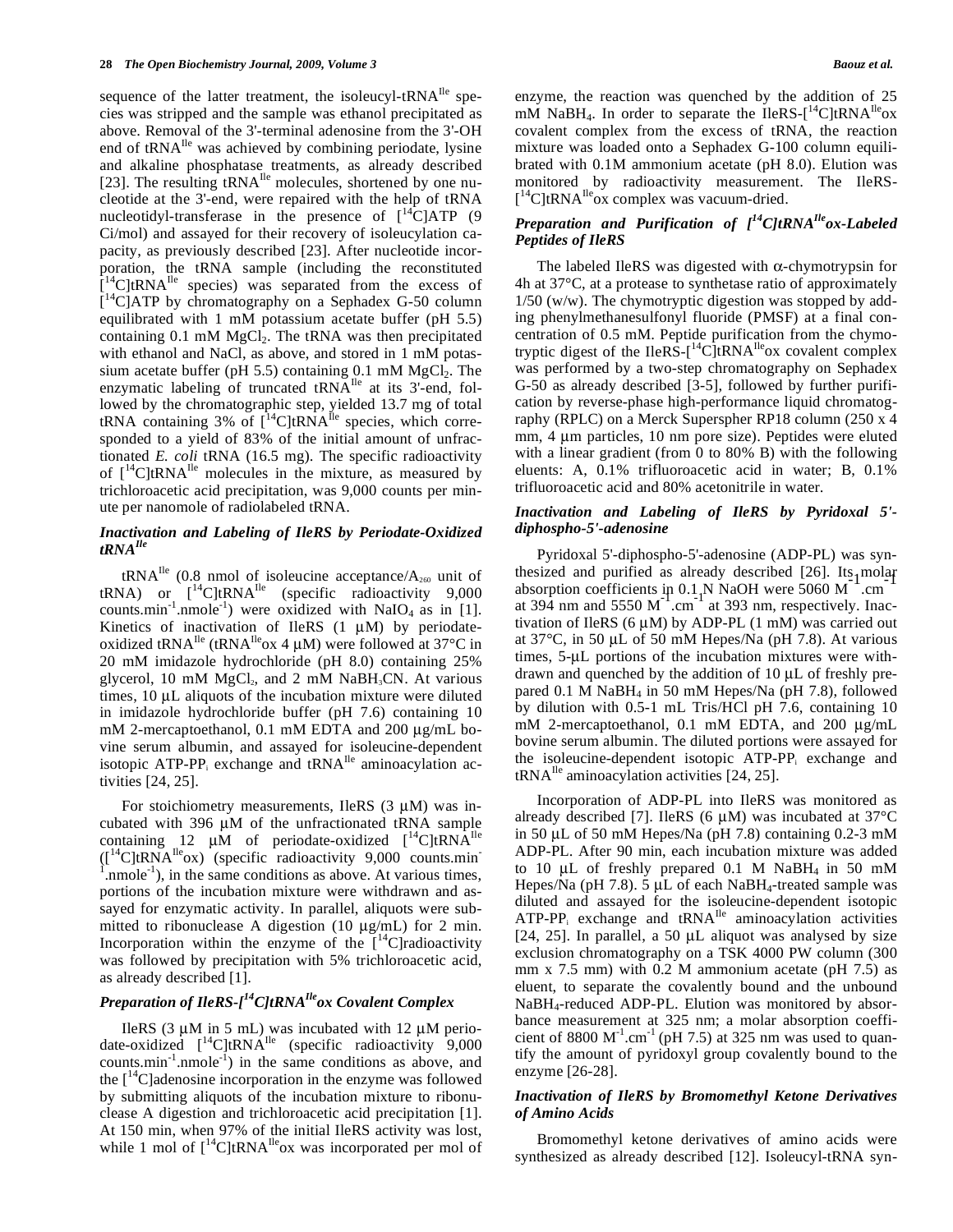sequence of the latter treatment, the isoleucyl-tRNA$^{Ile}$ species was stripped and the sample was ethanol precipitated as above. Removal of the 3'-terminal adenosine from the 3'-OH end of tRNA$^{Ile}$ was achieved by combining periodate, lysine and alkaline phosphatase treatments, as already described [23]. The resulting tRNA$^{Ile}$ molecules, shortened by one nucleotide at the 3'-end, were repaired with the help of tRNA nucleotidyl-transferase in the presence of [$^{14}$C]ATP (9 Ci/mol) and assayed for their recovery of isoleucylation capacity, as previously described [23]. After nucleotide incorporation, the tRNA sample (including the reconstituted [$^{14}$C]tRNA$^{Ile}$ species) was separated from the excess of [$^{14}$C]ATP by chromatography on a Sephadex G-50 column equilibrated with 1 mM potassium acetate buffer (pH 5.5) containing 0.1 mM $MgCl_2$. The tRNA was then precipitated with ethanol and NaCl, as above, and stored in 1 mM potassium acetate buffer (pH 5.5) containing 0.1 mM $MgCl_2$. The enzymatic labeling of truncated tRNA$^{Ile}$ at its 3'-end, followed by the chromatographic step, yielded 13.7 mg of total tRNA containing 3% of [$^{14}$C]tRNA$^{Ile}$ species, which corresponded to a yield of 83% of the initial amount of unfractionated *E. coli* tRNA (16.5 mg). The specific radioactivity of [$^{14}$C]tRNA$^{Ile}$ molecules in the mixture, as measured by trichloroacetic acid precipitation, was 9,000 counts per minute per nanomole of radiolabeled tRNA.

### *Inactivation and Labeling of IleRS by Periodate-Oxidized tRNA$^{Ile}$*

tRNA$^{Ile}$ (0.8 nmol of isoleucine acceptance/$A_{260}$ unit of tRNA) or [$^{14}$C]tRNA$^{Ile}$ (specific radioactivity 9,000 counts.min$^{-1}$.nmole$^{-1}$) were oxidized with $NaIO_4$ as in [1]. Kinetics of inactivation of IleRS (1 µM) by periodate-oxidized tRNA$^{Ile}$ (tRNA$^{Ile}$ox 4 µM) were followed at 37°C in 20 mM imidazole hydrochloride (pH 8.0) containing 25% glycerol, 10 mM $MgCl_2$, and 2 mM $NaBH_3CN$. At various times, 10 µL aliquots of the incubation mixture were diluted in imidazole hydrochloride buffer (pH 7.6) containing 10 mM 2-mercaptoethanol, 0.1 mM EDTA and 200 µg/mL bovine serum albumin, and assayed for isoleucine-dependent isotopic ATP-$PP_i$ exchange and tRNA$^{Ile}$ aminoacylation activities [24, 25].

For stoichiometry measurements, IleRS (3 µM) was incubated with 396 µM of the unfractionated tRNA sample containing 12 µM of periodate-oxidized [$^{14}$C]tRNA$^{Ile}$ ([$^{14}$C]tRNA$^{Ile}$ox) (specific radioactivity 9,000 counts.min$^{-1}$.nmole$^{-1}$), in the same conditions as above. At various times, portions of the incubation mixture were withdrawn and assayed for enzymatic activity. In parallel, aliquots were submitted to ribonuclease A digestion (10 µg/mL) for 2 min. Incorporation within the enzyme of the [$^{14}$C]radioactivity was followed by precipitation with 5% trichloroacetic acid, as already described [1].

### *Preparation of IleRS-[$^{14}$C]tRNA$^{Ile}$ox Covalent Complex*

IleRS (3 µM in 5 mL) was incubated with 12 µM periodate-oxidized [$^{14}$C]tRNA$^{Ile}$ (specific radioactivity 9,000 counts.min$^{-1}$.nmole$^{-1}$) in the same conditions as above, and the [$^{14}$C]adenosine incorporation in the enzyme was followed by submitting aliquots of the incubation mixture to ribonuclease A digestion and trichloroacetic acid precipitation [1]. At 150 min, when 97% of the initial IleRS activity was lost, while 1 mol of [$^{14}$C]tRNA$^{Ile}$ox was incorporated per mol of enzyme, the reaction was quenched by the addition of 25 mM $NaBH_4$. In order to separate the IleRS-[$^{14}$C]tRNA$^{Ile}$ox covalent complex from the excess of tRNA, the reaction mixture was loaded onto a Sephadex G-100 column equilibrated with 0.1M ammonium acetate (pH 8.0). Elution was monitored by radioactivity measurement. The IleRS-[$^{14}$C]tRNA$^{Ile}$ox complex was vacuum-dried.

### *Preparation and Purification of [$^{14}$C]tRNA$^{Ile}$ox-Labeled Peptides of IleRS*

The labeled IleRS was digested with α-chymotrypsin for 4h at 37°C, at a protease to synthetase ratio of approximately 1/50 (w/w). The chymotryptic digestion was stopped by adding phenylmethanesulfonyl fluoride (PMSF) at a final concentration of 0.5 mM. Peptide purification from the chymotryptic digest of the IleRS-[$^{14}$C]tRNA$^{Ile}$ox covalent complex was performed by a two-step chromatography on Sephadex G-50 as already described [3-5], followed by further purification by reverse-phase high-performance liquid chromatography (RPLC) on a Merck Superspher RP18 column (250 x 4 mm, 4 µm particles, 10 nm pore size). Peptides were eluted with a linear gradient (from 0 to 80% B) with the following eluents: A, 0.1% trifluoroacetic acid in water; B, 0.1% trifluoroacetic acid and 80% acetonitrile in water.

### *Inactivation and Labeling of IleRS by Pyridoxal 5'-diphospho-5'-adenosine*

Pyridoxal 5'-diphospho-5'-adenosine (ADP-PL) was synthesized and purified as already described [26]. Its molar absorption coefficients in 0.1 N NaOH were 5060 $M^{-1}$.cm$^{-1}$ at 394 nm and 5550 $M^{-1}$.cm$^{-1}$ at 393 nm, respectively. Inactivation of IleRS (6 µM) by ADP-PL (1 mM) was carried out at 37°C, in 50 µL of 50 mM Hepes/Na (pH 7.8). At various times, 5-µL portions of the incubation mixtures were withdrawn and quenched by the addition of 10 µL of freshly prepared 0.1 M $NaBH_4$ in 50 mM Hepes/Na (pH 7.8), followed by dilution with 0.5-1 mL Tris/HCl pH 7.6, containing 10 mM 2-mercaptoethanol, 0.1 mM EDTA, and 200 µg/mL bovine serum albumin. The diluted portions were assayed for the isoleucine-dependent isotopic ATP-$PP_i$ exchange and tRNA$^{Ile}$ aminoacylation activities [24, 25].

Incorporation of ADP-PL into IleRS was monitored as already described [7]. IleRS (6 µM) was incubated at 37°C in 50 µL of 50 mM Hepes/Na (pH 7.8) containing 0.2-3 mM ADP-PL. After 90 min, each incubation mixture was added to 10 µL of freshly prepared 0.1 M $NaBH_4$ in 50 mM Hepes/Na (pH 7.8). 5 µL of each $NaBH_4$-treated sample was diluted and assayed for the isoleucine-dependent isotopic ATP-$PP_i$ exchange and tRNA$^{Ile}$ aminoacylation activities [24, 25]. In parallel, a 50 µL aliquot was analysed by size exclusion chromatography on a TSK 4000 PW column (300 mm x 7.5 mm) with 0.2 M ammonium acetate (pH 7.5) as eluent, to separate the covalently bound and the unbound $NaBH_4$-reduced ADP-PL. Elution was monitored by absorbance measurement at 325 nm; a molar absorption coefficient of 8800 $M^{-1}$.cm$^{-1}$ (pH 7.5) at 325 nm was used to quantify the amount of pyridoxyl group covalently bound to the enzyme [26-28].

### *Inactivation of IleRS by Bromomethyl Ketone Derivatives of Amino Acids*

Bromomethyl ketone derivatives of amino acids were synthesized as already described [12]. Isoleucyl-tRNA syn-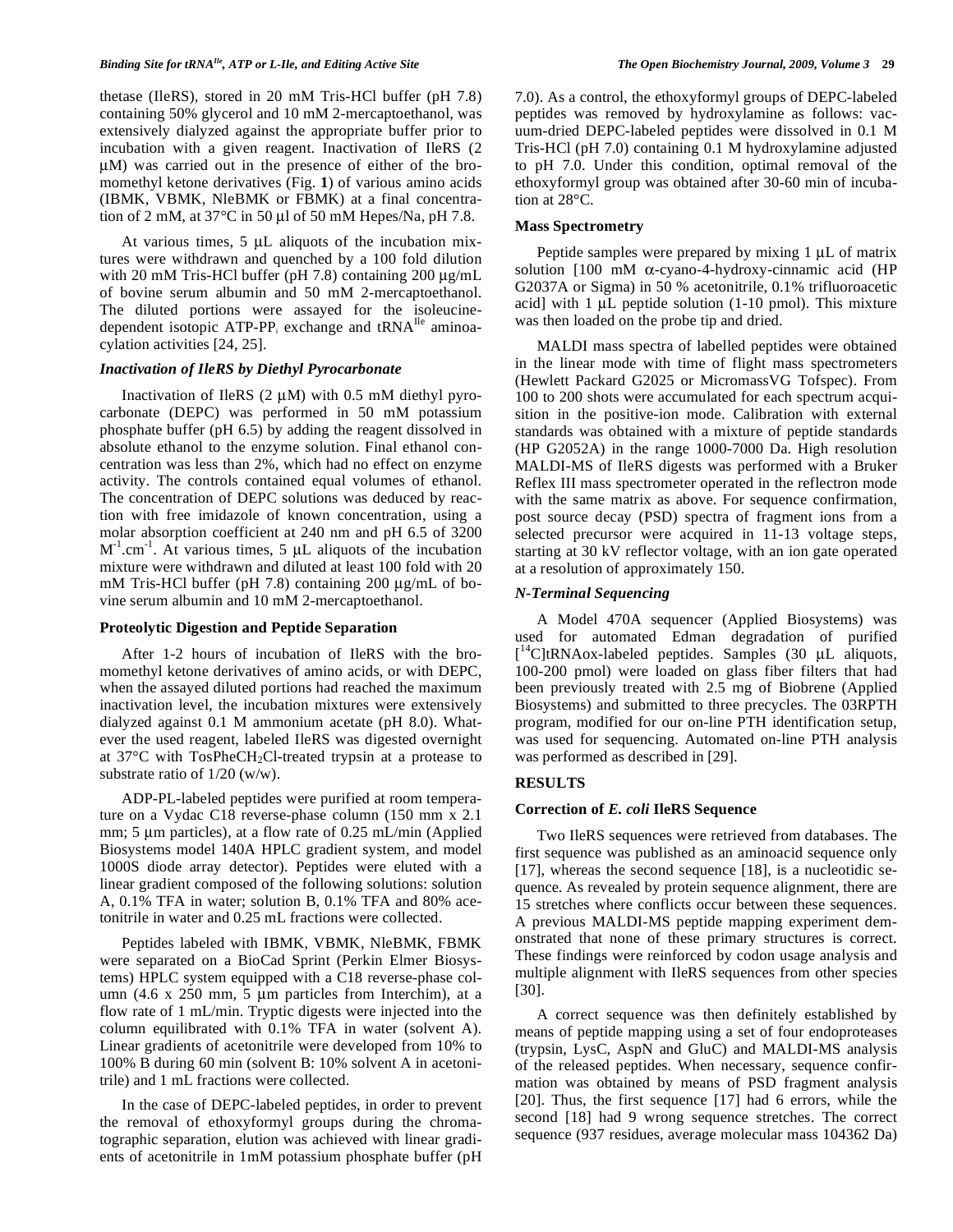thetase (IleRS), stored in 20 mM Tris-HCl buffer (pH 7.8) containing 50% glycerol and 10 mM 2-mercaptoethanol, was extensively dialyzed against the appropriate buffer prior to incubation with a given reagent. Inactivation of IleRS (2 μM) was carried out in the presence of either of the bromomethyl ketone derivatives (Fig. **1**) of various amino acids (IBMK, VBMK, NleBMK or FBMK) at a final concentration of 2 mM, at 37°C in 50 μl of 50 mM Hepes/Na, pH 7.8.

At various times, 5 μL aliquots of the incubation mixtures were withdrawn and quenched by a 100 fold dilution with 20 mM Tris-HCl buffer (pH 7.8) containing 200 μg/mL of bovine serum albumin and 50 mM 2-mercaptoethanol. The diluted portions were assayed for the isoleucine-dependent isotopic ATP-$PP_i$ exchange and $tRNA^{Ile}$ aminoacylation activities [24, 25].

### *Inactivation of IleRS by Diethyl Pyrocarbonate*

Inactivation of IleRS (2 μM) with 0.5 mM diethyl pyrocarbonate (DEPC) was performed in 50 mM potassium phosphate buffer (pH 6.5) by adding the reagent dissolved in absolute ethanol to the enzyme solution. Final ethanol concentration was less than 2%, which had no effect on enzyme activity. The controls contained equal volumes of ethanol. The concentration of DEPC solutions was deduced by reaction with free imidazole of known concentration, using a molar absorption coefficient at 240 nm and pH 6.5 of 3200 $M^{-1}.cm^{-1}$. At various times, 5 μL aliquots of the incubation mixture were withdrawn and diluted at least 100 fold with 20 mM Tris-HCl buffer (pH 7.8) containing 200 μg/mL of bovine serum albumin and 10 mM 2-mercaptoethanol.

### **Proteolytic Digestion and Peptide Separation**

After 1-2 hours of incubation of IleRS with the bromethyl ketone derivatives of amino acids, or with DEPC, when the assayed diluted portions had reached the maximum inactivation level, the incubation mixtures were extensively dialyzed against 0.1 M ammonium acetate (pH 8.0). Whatever the used reagent, labeled IleRS was digested overnight at 37°C with TosPheCH$_2$Cl-treated trypsin at a protease to substrate ratio of 1/20 (w/w).

ADP-PL-labeled peptides were purified at room temperature on a Vydac C18 reverse-phase column (150 mm x 2.1 mm; 5 μm particles), at a flow rate of 0.25 mL/min (Applied Biosystems model 140A HPLC gradient system, and model 1000S diode array detector). Peptides were eluted with a linear gradient composed of the following solutions: solution A, 0.1% TFA in water; solution B, 0.1% TFA and 80% acetonitrile in water and 0.25 mL fractions were collected.

Peptides labeled with IBMK, VBMK, NleBMK, FBMK were separated on a BioCad Sprint (Perkin Elmer Biosystems) HPLC system equipped with a C18 reverse-phase column (4.6 x 250 mm, 5 μm particles from Interchim), at a flow rate of 1 mL/min. Tryptic digests were injected into the column equilibrated with 0.1% TFA in water (solvent A). Linear gradients of acetonitrile were developed from 10% to 100% B during 60 min (solvent B: 10% solvent A in acetonitrile) and 1 mL fractions were collected.

In the case of DEPC-labeled peptides, in order to prevent the removal of ethoxyformyl groups during the chromatographic separation, elution was achieved with linear gradients of acetonitrile in 1mM potassium phosphate buffer (pH 7.0). As a control, the ethoxyformyl groups of DEPC-labeled peptides was removed by hydroxylamine as follows: vacuum-dried DEPC-labeled peptides were dissolved in 0.1 M Tris-HCl (pH 7.0) containing 0.1 M hydroxylamine adjusted to pH 7.0. Under this condition, optimal removal of the ethoxyformyl group was obtained after 30-60 min of incubation at 28°C.

### **Mass Spectrometry**

Peptide samples were prepared by mixing 1 μL of matrix solution [100 mM α-cyano-4-hydroxy-cinnamic acid (HP G2037A or Sigma) in 50 % acetonitrile, 0.1% trifluoroacetic acid] with 1 μL peptide solution (1-10 pmol). This mixture was then loaded on the probe tip and dried.

MALDI mass spectra of labelled peptides were obtained in the linear mode with time of flight mass spectrometers (Hewlett Packard G2025 or MicromassVG Tofspec). From 100 to 200 shots were accumulated for each spectrum acquisition in the positive-ion mode. Calibration with external standards was obtained with a mixture of peptide standards (HP G2052A) in the range 1000-7000 Da. High resolution MALDI-MS of IleRS digests was performed with a Bruker Reflex III mass spectrometer operated in the reflectron mode with the same matrix as above. For sequence confirmation, post source decay (PSD) spectra of fragment ions from a selected precursor were acquired in 11-13 voltage steps, starting at 30 kV reflector voltage, with an ion gate operated at a resolution of approximately 150.

### *N-Terminal Sequencing*

A Model 470A sequencer (Applied Biosystems) was used for automated Edman degradation of purified [$^{14}$C]tRNAox-labeled peptides. Samples (30 μL aliquots, 100-200 pmol) were loaded on glass fiber filters that had been previously treated with 2.5 mg of Biobrene (Applied Biosystems) and submitted to three precycles. The 03RPTH program, modified for our on-line PTH identification setup, was used for sequencing. Automated on-line PTH analysis was performed as described in [29].

## **RESULTS**

### **Correction of *E. coli* IleRS Sequence**

Two IleRS sequences were retrieved from databases. The first sequence was published as an aminoacid sequence only [17], whereas the second sequence [18], is a nucleotidic sequence. As revealed by protein sequence alignment, there are 15 stretches where conflicts occur between these sequences. A previous MALDI-MS peptide mapping experiment demonstrated that none of these primary structures is correct. These findings were reinforced by codon usage analysis and multiple alignment with IleRS sequences from other species [30].

A correct sequence was then definitely established by means of peptide mapping using a set of four endoproteases (trypsin, LysC, AspN and GluC) and MALDI-MS analysis of the released peptides. When necessary, sequence confirmation was obtained by means of PSD fragment analysis [20]. Thus, the first sequence [17] had 6 errors, while the second [18] had 9 wrong sequence stretches. The correct sequence (937 residues, average molecular mass 104362 Da)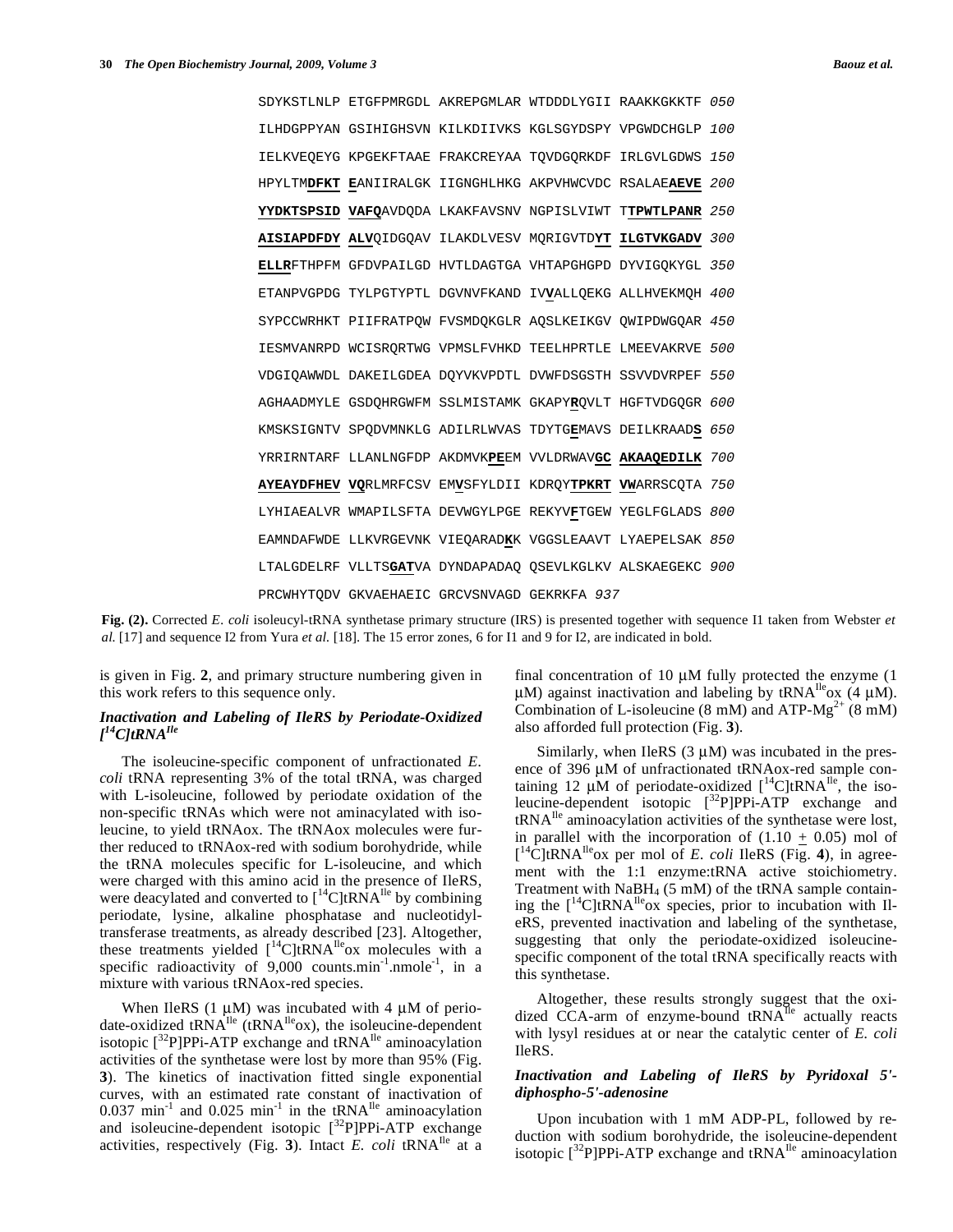```
SDYKSTLNLP ETGFPMRGDL AKREPGMLAR WTDDDLYGII RAAKKGKKTF 050
ILHDGPPYAN GSIHIGHSVN KILKDIIVKS KGLSGYDSPY VPGWDCHGLP 100
IELKVEQEYG KPGEKFTAAE FRAKCREYAA TQVDGQRKDF IRLGVLGDWS 150
HPYLTMDFKT EANIIRALGK IIGNGHLHKG AKPVHWCVDC RSALAEAEVE 200
YYDKTSPSID VAFQAVDQDA LKAKFAVSNV NGPISLVIWT TTPWTLPANR 250
AISIAPDFDY ALVQIDGQAV ILAKDLVESV MQRIGVTDYT ILGTVKGADV 300
ELLRFTHPFM GFDVPAILGD HVTLDAGTGA VHTAPGHGPD DYVIGQKYGL 350
ETANPVGPDG TYLPGTYPTL DGVNVFKAND IVVALLQEKG ALLHVEKMQH 400
SYPCCWRHKT PIIFRATPQW FVSMDQKGLR AQSLKEIKGV QWIPDWGQAR 450
IESMVANRPD WCISRQRTWG VPMSLFVHKD TEELHPRTLE LMEEVAKRVE 500
VDGIQAWWDL DAKEILGDEA DQYVKVPDTL DVWFDSGSTH SSVVDVRPEF 550
AGHAADMYLE GSDQHRGWFM SSLMISTAMK GKAPYRQVLT HGFTVDGQGR 600
KMSKSIGNTV SPQDVMNKLG ADILRLWVAS TDYTGEMAVS DEILKRAADS 650
YRRIRNTARF LLANLNGFDP AKDMVKPEEM VVLDRWAVGC AKAAQEDILK 700
AYEAYDFHEV VQRLMRFCSV EMVSFYLDII KDRQYTPKRT VWARRSCQTA 750
LYHIAEALVR WMAPILSFTA DEVWGYLPGE REKYVFTGEW YEGLFGLADS 800
EAMNDAFWDE LLKVRGEVNK VIEQARADKK VGGSLEAAVT LYAEPELSAK 850
LTALGDELRF VLLTSGATVA DYNDAPADAQ QSEVLKGLKV ALSKAEGEKC 900
PRCWHYTQDV GKVAEHAEIC GRCVSNVAGD GEKRKFA 937
```

**Fig. (2).** Corrected *E. coli* isoleucyl-tRNA synthetase primary structure (IRS) is presented together with sequence I1 taken from Webster *et al.* [17] and sequence I2 from Yura *et al.* [18]. The 15 error zones, 6 for I1 and 9 for I2, are indicated in bold.

is given in Fig. **2**, and primary structure numbering given in this work refers to this sequence only.

### *Inactivation and Labeling of IleRS by Periodate-Oxidized $[^{14}C]tRNA^{Ile}$*

The isoleucine-specific component of unfractionated *E. coli* tRNA representing 3% of the total tRNA, was charged with L-isoleucine, followed by periodate oxidation of the non-specific tRNAs which were not aminacylated with isoleucine, to yield tRNAox. The tRNAox molecules were further reduced to tRNAox-red with sodium borohydride, while the tRNA molecules specific for L-isoleucine, and which were charged with this amino acid in the presence of IleRS, were deacylated and converted to $[^{14}C]tRNA^{Ile}$ by combining periodate, lysine, alkaline phosphatase and nucleotidyltransferase treatments, as already described [23]. Altogether, these treatments yielded $[^{14}C]tRNA^{Ile}$ox molecules with a specific radioactivity of 9,000 counts.min$^{-1}$.nmole$^{-1}$, in a mixture with various tRNAox-red species.

When IleRS (1 μM) was incubated with 4 μM of periodate-oxidized $tRNA^{Ile}$ ($tRNA^{Ile}$ox), the isoleucine-dependent isotopic $[^{32}P]$PPi-ATP exchange and $tRNA^{Ile}$ aminoacylation activities of the synthetase were lost by more than 95% (Fig. **3**). The kinetics of inactivation fitted single exponential curves, with an estimated rate constant of inactivation of 0.037 min$^{-1}$ and 0.025 min$^{-1}$ in the $tRNA^{Ile}$ aminoacylation and isoleucine-dependent isotopic $[^{32}P]$PPi-ATP exchange activities, respectively (Fig. **3**). Intact *E. coli* $tRNA^{Ile}$ at a final concentration of 10 μM fully protected the enzyme (1 μM) against inactivation and labeling by $tRNA^{Ile}$ox (4 μM). Combination of L-isoleucine (8 mM) and ATP-$Mg^{2+}$ (8 mM) also afforded full protection (Fig. **3**).

Similarly, when IleRS (3 μM) was incubated in the presence of 396 μM of unfractionated tRNAox-red sample containing 12 μM of periodate-oxidized $[^{14}C]tRNA^{Ile}$, the isoleucine-dependent isotopic $[^{32}P]$PPi-ATP exchange and $tRNA^{Ile}$ aminoacylation activities of the synthetase were lost, in parallel with the incorporation of (1.10 ± 0.05) mol of $[^{14}C]tRNA^{Ile}$ox per mol of *E. coli* IleRS (Fig. **4**), in agreement with the 1:1 enzyme:tRNA active stoichiometry. Treatment with $NaBH_4$ (5 mM) of the tRNA sample containing the $[^{14}C]tRNA^{Ile}$ox species, prior to incubation with IleRS, prevented inactivation and labeling of the synthetase, suggesting that only the periodate-oxidized isoleucine-specific component of the total tRNA specifically reacts with this synthetase.

Altogether, these results strongly suggest that the oxidized CCA-arm of enzyme-bound $tRNA^{Ile}$ actually reacts with lysyl residues at or near the catalytic center of *E. coli* IleRS.

### *Inactivation and Labeling of IleRS by Pyridoxal 5'-diphospho-5'-adenosine*

Upon incubation with 1 mM ADP-PL, followed by reduction with sodium borohydride, the isoleucine-dependent isotopic $[^{32}P]$PPi-ATP exchange and $tRNA^{Ile}$ aminoacylation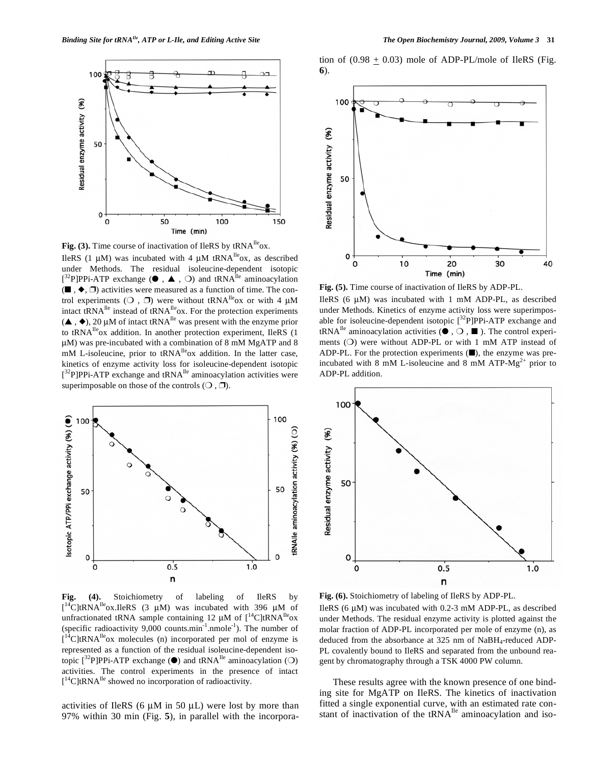**Fig. (3).** Time course of inactivation of IleRS by tRNA$^{Ile}$ox.

IleRS (1 μM) was incubated with 4 μM tRNA$^{Ile}$ox, as described under Methods. The residual isoleucine-dependent isotopic [$^{32}$P]PPi-ATP exchange (●, ▲, ❍) and tRNA$^{Ile}$ aminoacylation (■, ◆, ❒) activities were measured as a function of time. The control experiments (❍, ❒) were without tRNA$^{Ile}$ox or with 4 μM intact tRNA$^{Ile}$ instead of tRNA$^{Ile}$ox. For the protection experiments (▲, ◆), 20 μM of intact tRNA$^{Ile}$ was present with the enzyme prior to tRNA$^{Ile}$ox addition. In another protection experiment, IleRS (1 μM) was pre-incubated with a combination of 8 mM MgATP and 8 mM L-isoleucine, prior to tRNA$^{Ile}$ox addition. In the latter case, kinetics of enzyme activity loss for isoleucine-dependent isotopic [$^{32}$P]PPi-ATP exchange and tRNA$^{Ile}$ aminoacylation activities were superimposable on those of the controls (❍, ❒).

**Fig. (4).** Stoichiometry of labeling of IleRS by [$^{14}$C]tRNA$^{Ile}$ox.IleRS (3 μM) was incubated with 396 μM of unfractionated tRNA sample containing 12 μM of [$^{14}$C]tRNA$^{Ile}$ox (specific radioactivity 9,000 counts.min$^{-1}$.nmole$^{-1}$). The number of [$^{14}$C]tRNA$^{Ile}$ox molecules (n) incorporated per mol of enzyme is represented as a function of the residual isoleucine-dependent isotopic [$^{32}$P]PPi-ATP exchange (●) and tRNA$^{Ile}$ aminoacylation (❍) activities. The control experiments in the presence of intact [$^{14}$C]tRNA$^{Ile}$ showed no incorporation of radioactivity.

activities of IleRS (6 μM in 50 μL) were lost by more than 97% within 30 min (Fig. **5**), in parallel with the incorporation of (0.98 ± 0.03) mole of ADP-PL/mole of IleRS (Fig. **6**).

**Fig. (5).** Time course of inactivation of IleRS by ADP-PL.

IleRS (6 μM) was incubated with 1 mM ADP-PL, as described under Methods. Kinetics of enzyme activity loss were superimposable for isoleucine-dependent isotopic [$^{32}$P]PPi-ATP exchange and tRNA$^{Ile}$ aminoacylation activities (●, ❍, ■). The control experiments (❍) were without ADP-PL or with 1 mM ATP instead of ADP-PL. For the protection experiments (■), the enzyme was pre-incubated with 8 mM L-isoleucine and 8 mM ATP-$Mg^{2+}$ prior to ADP-PL addition.

**Fig. (6).** Stoichiometry of labeling of IleRS by ADP-PL.

IleRS (6 μM) was incubated with 0.2-3 mM ADP-PL, as described under Methods. The residual enzyme activity is plotted against the molar fraction of ADP-PL incorporated per mole of enzyme (n), as deduced from the absorbance at 325 nm of $NaBH_4$-reduced ADP-PL covalently bound to IleRS and separated from the unbound reagent by chromatography through a TSK 4000 PW column.

These results agree with the known presence of one binding site for MgATP on IleRS. The kinetics of inactivation fitted a single exponential curve, with an estimated rate constant of inactivation of the tRNA$^{Ile}$ aminoacylation and iso-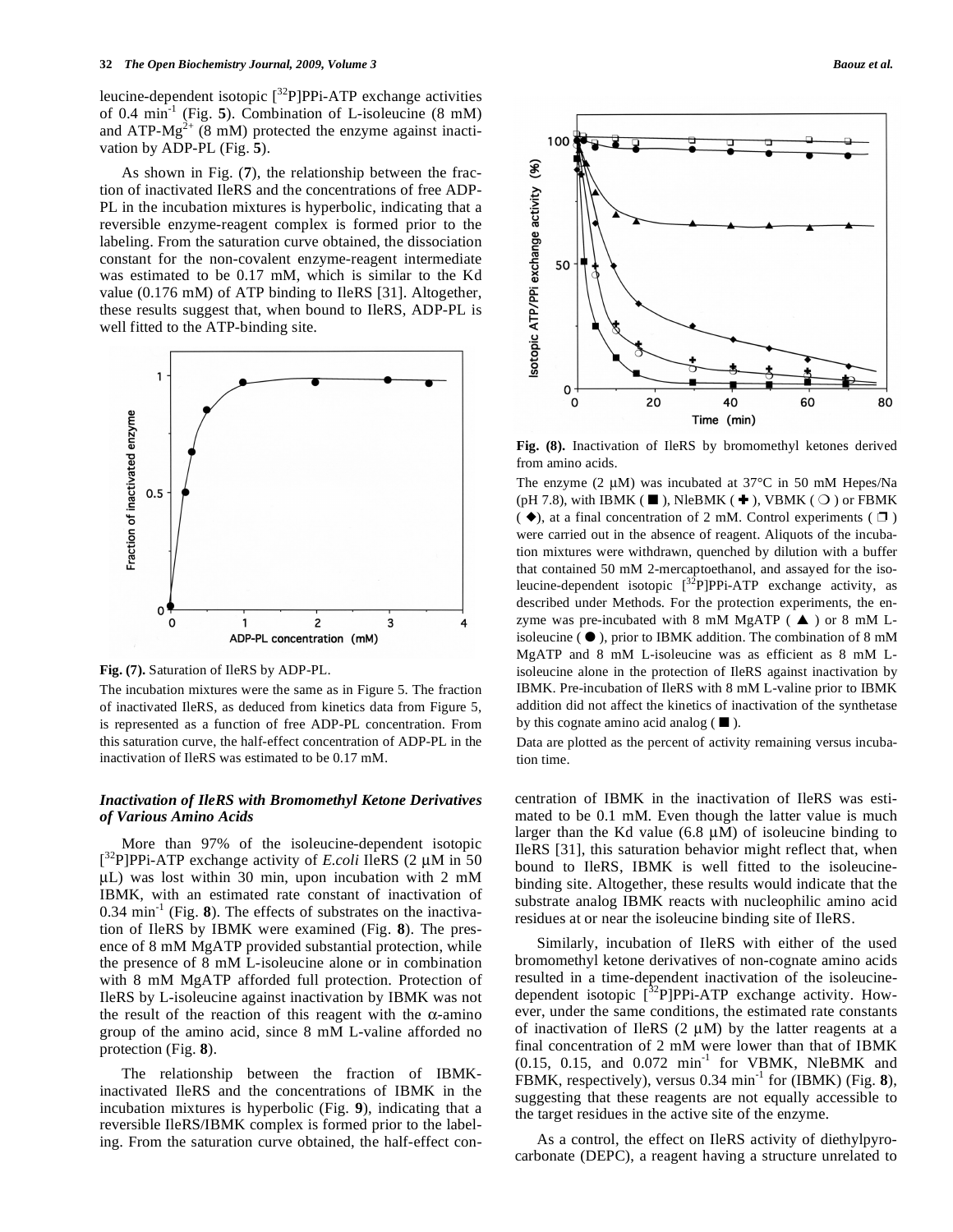leucine-dependent isotopic [$^{32}$P]PPi-ATP exchange activities of 0.4 min$^{-1}$ (Fig. **5**). Combination of L-isoleucine (8 mM) and ATP-Mg$^{2+}$ (8 mM) protected the enzyme against inactivation by ADP-PL (Fig. **5**).

As shown in Fig. (**7**), the relationship between the fraction of inactivated IleRS and the concentrations of free ADP-PL in the incubation mixtures is hyperbolic, indicating that a reversible enzyme-reagent complex is formed prior to the labeling. From the saturation curve obtained, the dissociation constant for the non-covalent enzyme-reagent intermediate was estimated to be 0.17 mM, which is similar to the Kd value (0.176 mM) of ATP binding to IleRS [31]. Altogether, these results suggest that, when bound to IleRS, ADP-PL is well fitted to the ATP-binding site.

**Fig. (7).** Saturation of IleRS by ADP-PL.

The incubation mixtures were the same as in Figure 5. The fraction of inactivated IleRS, as deduced from kinetics data from Figure 5, is represented as a function of free ADP-PL concentration. From this saturation curve, the half-effect concentration of ADP-PL in the inactivation of IleRS was estimated to be 0.17 mM.

### *Inactivation of IleRS with Bromomethyl Ketone Derivatives of Various Amino Acids*

More than 97% of the isoleucine-dependent isotopic [$^{32}$P]PPi-ATP exchange activity of *E.coli* IleRS (2 μM in 50 μL) was lost within 30 min, upon incubation with 2 mM IBMK, with an estimated rate constant of inactivation of 0.34 min$^{-1}$ (Fig. **8**). The effects of substrates on the inactivation of IleRS by IBMK were examined (Fig. **8**). The presence of 8 mM MgATP provided substantial protection, while the presence of 8 mM L-isoleucine alone or in combination with 8 mM MgATP afforded full protection. Protection of IleRS by L-isoleucine against inactivation by IBMK was not the result of the reaction of this reagent with the α-amino group of the amino acid, since 8 mM L-valine afforded no protection (Fig. **8**).

The relationship between the fraction of IBMK-inactivated IleRS and the concentrations of IBMK in the incubation mixtures is hyperbolic (Fig. **9**), indicating that a reversible IleRS/IBMK complex is formed prior to the labeling. From the saturation curve obtained, the half-effect concentration of IBMK in the inactivation of IleRS was estimated to be 0.1 mM. Even though the latter value is much larger than the Kd value (6.8 μM) of isoleucine binding to IleRS [31], this saturation behavior might reflect that, when bound to IleRS, IBMK is well fitted to the isoleucine-binding site. Altogether, these results would indicate that the substrate analog IBMK reacts with nucleophilic amino acid residues at or near the isoleucine binding site of IleRS.

**Fig. (8).** Inactivation of IleRS by bromomethyl ketones derived from amino acids.

The enzyme (2 μM) was incubated at 37°C in 50 mM Hepes/Na (pH 7.8), with IBMK (■), NleBMK (✚), VBMK (○) or FBMK (◆), at a final concentration of 2 mM. Control experiments (□) were carried out in the absence of reagent. Aliquots of the incubation mixtures were withdrawn, quenched by dilution with a buffer that contained 50 mM 2-mercaptoethanol, and assayed for the isoleucine-dependent isotopic [$^{32}$P]PPi-ATP exchange activity, as described under Methods. For the protection experiments, the enzyme was pre-incubated with 8 mM MgATP (▲) or 8 mM L-isoleucine (●), prior to IBMK addition. The combination of 8 mM MgATP and 8 mM L-isoleucine was as efficient as 8 mM L-isoleucine alone in the protection of IleRS against inactivation by IBMK. Pre-incubation of IleRS with 8 mM L-valine prior to IBMK addition did not affect the kinetics of inactivation of the synthetase by this cognate amino acid analog (■).

Data are plotted as the percent of activity remaining versus incubation time.

Similarly, incubation of IleRS with either of the used bromomethyl ketone derivatives of non-cognate amino acids resulted in a time-dependent inactivation of the isoleucine-dependent isotopic [$^{32}$P]PPi-ATP exchange activity. However, under the same conditions, the estimated rate constants of inactivation of IleRS (2 μM) by the latter reagents at a final concentration of 2 mM were lower than that of IBMK (0.15, 0.15, and 0.072 min$^{-1}$ for VBMK, NleBMK and FBMK, respectively), versus 0.34 min$^{-1}$ for (IBMK) (Fig. **8**), suggesting that these reagents are not equally accessible to the target residues in the active site of the enzyme.

As a control, the effect on IleRS activity of diethylpyrocarbonate (DEPC), a reagent having a structure unrelated to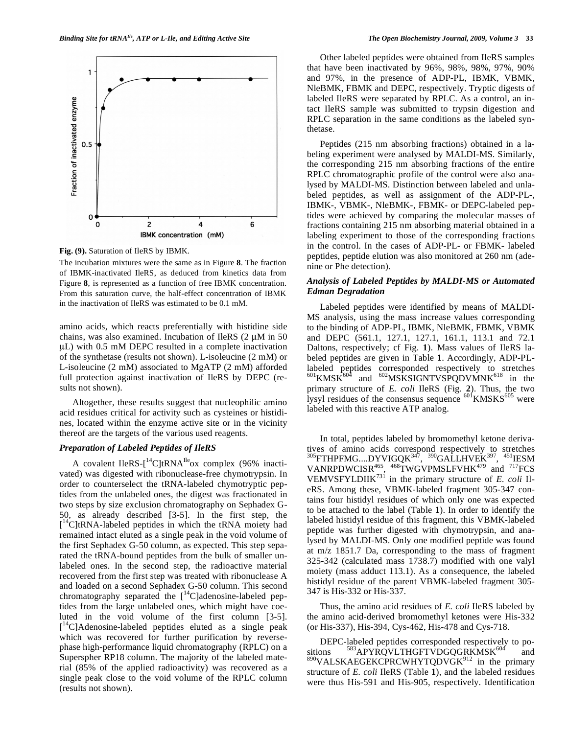Fig. (9). Saturation of IleRS by IBMK.

The incubation mixtures were the same as in Figure **8**. The fraction of IBMK-inactivated IleRS, as deduced from kinetics data from Figure **8**, is represented as a function of free IBMK concentration. From this saturation curve, the half-effect concentration of IBMK in the inactivation of IleRS was estimated to be 0.1 mM.

amino acids, which reacts preferentially with histidine side chains, was also examined. Incubation of IleRS (2 μM in 50 μL) with 0.5 mM DEPC resulted in a complete inactivation of the synthetase (results not shown). L-isoleucine (2 mM) or L-isoleucine (2 mM) associated to MgATP (2 mM) afforded full protection against inactivation of IleRS by DEPC (results not shown).

Altogether, these results suggest that nucleophilic amino acid residues critical for activity such as cysteines or histidines, located within the enzyme active site or in the vicinity thereof are the targets of the various used reagents.

### *Preparation of Labeled Peptides of IleRS*

A covalent IleRS-[$^{14}$C]tRNA$^{Ile}$ox complex (96% inactivated) was digested with ribonuclease-free chymotrypsin. In order to counterselect the tRNA-labeled chymotryptic peptides from the unlabeled ones, the digest was fractionated in two steps by size exclusion chromatography on Sephadex G-50, as already described [3-5]. In the first step, the [$^{14}$C]tRNA-labeled peptides in which the tRNA moiety had remained intact eluted as a single peak in the void volume of the first Sephadex G-50 column, as expected. This step separated the tRNA-bound peptides from the bulk of smaller unlabeled ones. In the second step, the radioactive material recovered from the first step was treated with ribonuclease A and loaded on a second Sephadex G-50 column. This second chromatography separated the [$^{14}$C]adenosine-labeled peptides from the large unlabeled ones, which might have coeluted in the void volume of the first column [3-5]. [$^{14}$C]Adenosine-labeled peptides eluted as a single peak which was recovered for further purification by reverse-phase high-performance liquid chromatography (RPLC) on a Superspher RP18 column. The majority of the labeled material (85% of the applied radioactivity) was recovered as a single peak close to the void volume of the RPLC column (results not shown).

Other labeled peptides were obtained from IleRS samples that have been inactivated by 96%, 98%, 98%, 97%, 90% and 97%, in the presence of ADP-PL, IBMK, VBMK, NleBMK, FBMK and DEPC, respectively. Tryptic digests of labeled IleRS were separated by RPLC. As a control, an intact IleRS sample was submitted to trypsin digestion and RPLC separation in the same conditions as the labeled synthetase.

Peptides (215 nm absorbing fractions) obtained in a labeling experiment were analysed by MALDI-MS. Similarly, the corresponding 215 nm absorbing fractions of the entire RPLC chromatographic profile of the control were also analysed by MALDI-MS. Distinction between labeled and unlabeled peptides, as well as assignment of the ADP-PL-, IBMK-, VBMK-, NleBMK-, FBMK- or DEPC-labeled peptides were achieved by comparing the molecular masses of fractions containing 215 nm absorbing material obtained in a labeling experiment to those of the corresponding fractions in the control. In the cases of ADP-PL- or FBMK- labeled peptides, peptide elution was also monitored at 260 nm (adenine or Phe detection).

### *Analysis of Labeled Peptides by MALDI-MS or Automated Edman Degradation*

Labeled peptides were identified by means of MALDI-MS analysis, using the mass increase values corresponding to the binding of ADP-PL, IBMK, NleBMK, FBMK, VBMK and DEPC (561.1, 127.1, 127.1, 161.1, 113.1 and 72.1 Daltons, respectively; cf Fig. **1**). Mass values of IleRS labeled peptides are given in Table **1**. Accordingly, ADP-PL-labeled peptides corresponded respectively to stretches $^{601}$KMSK$^{604}$ and $^{602}$MSKSIGNTVSPQDVMNK$^{618}$ in the primary structure of *E. coli* IleRS (Fig. **2**). Thus, the two lysyl residues of the consensus sequence $^{601}$KMSKS$^{605}$ were labeled with this reactive ATP analog.

In total, peptides labeled by bromomethyl ketone derivatives of amino acids correspond respectively to stretches $^{305}$FTHPFMG....DYVIGQK$^{347}$, $^{390}$GALLHVEK$^{397}$, $^{451}$IESM VANRPDWCISR$^{465}$, $^{468}$TWGVPMSLFVHK$^{479}$ and $^{717}$FCS VEMVSFYLDIIK$^{731}$ in the primary structure of *E. coli* IleRS. Among these, VBMK-labeled fragment 305-347 contains four histidyl residues of which only one was expected to be attached to the label (Table **1**). In order to identify the labeled histidyl residue of this fragment, this VBMK-labeled peptide was further digested with chymotrypsin, and analysed by MALDI-MS. Only one modified peptide was found at m/z 1851.7 Da, corresponding to the mass of fragment 325-342 (calculated mass 1738.7) modified with one valyl moiety (mass adduct 113.1). As a consequence, the labeled histidyl residue of the parent VBMK-labeled fragment 305-347 is His-332 or His-337.

Thus, the amino acid residues of *E. coli* IleRS labeled by the amino acid-derived bromomethyl ketones were His-332 (or His-337), His-394, Cys-462, His-478 and Cys-718.

DEPC-labeled peptides corresponded respectively to positions $^{583}$APYRQVLTHGFTVDGQGRKMSK$^{604}$ and $^{890}$VALSKAEGEKCPRCWHYTQDVGK$^{912}$ in the primary structure of *E. coli* IleRS (Table **1**), and the labeled residues were thus His-591 and His-905, respectively. Identification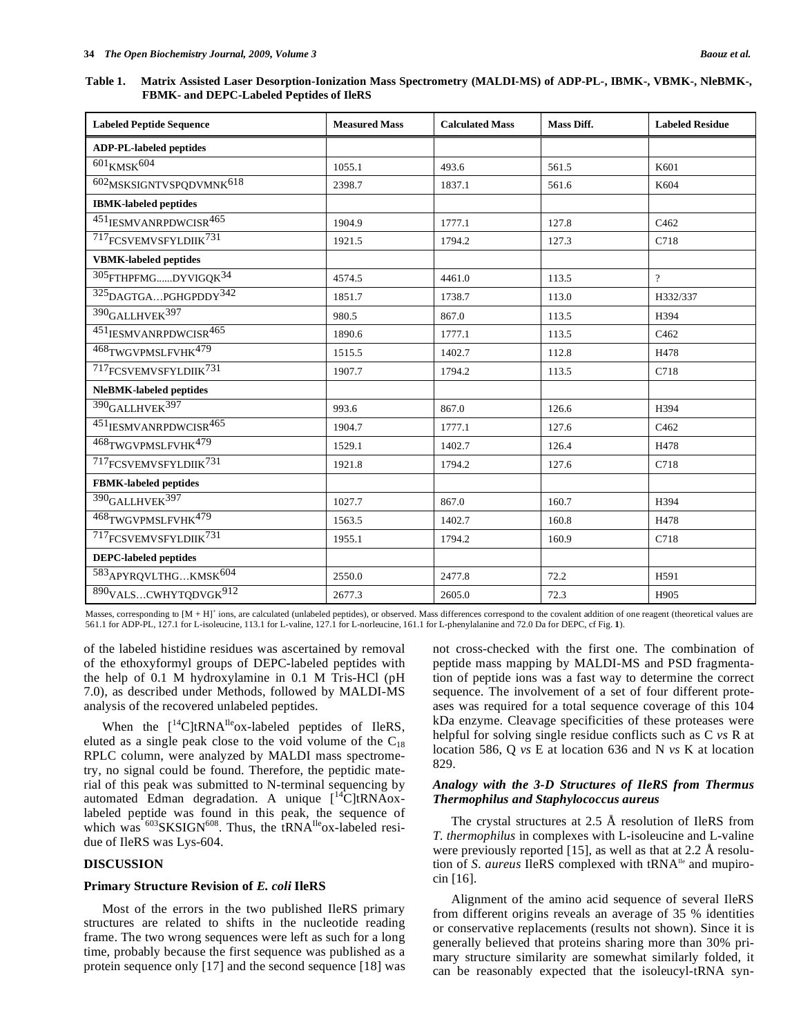**Table 1. Matrix Assisted Laser Desorption-Ionization Mass Spectrometry (MALDI-MS) of ADP-PL-, IBMK-, VBMK-, NleBMK-, FBMK- and DEPC-Labeled Peptides of IleRS**

| Labeled Peptide Sequence | Measured Mass | Calculated Mass | Mass Diff. | Labeled Residue |
|---|---|---|---|---|
| **ADP-PL-labeled peptides** | | | | |
| 601KMSK604 | 1055.1 | 493.6 | 561.5 | K601 |
| 602MSKSIGNTVSPQDVMNK618 | 2398.7 | 1837.1 | 561.6 | K604 |
| **IBMK-labeled peptides** | | | | |
| 451IESMVANRPDWCISR465 | 1904.9 | 1777.1 | 127.8 | C462 |
| 717FCSVEMVSFYLDIIK731 | 1921.5 | 1794.2 | 127.3 | C718 |
| **VBMK-labeled peptides** | | | | |
| 305FTHPFMG......DYVIGQK34 | 4574.5 | 4461.0 | 113.5 | ? |
| 325DAGTGA…PGHGPDDY342 | 1851.7 | 1738.7 | 113.0 | H332/337 |
| 390GALLHVEK397 | 980.5 | 867.0 | 113.5 | H394 |
| 451IESMVANRPDWCISR465 | 1890.6 | 1777.1 | 113.5 | C462 |
| 468TWGVPMSLFVHK479 | 1515.5 | 1402.7 | 112.8 | H478 |
| 717FCSVEMVSFYLDIIK731 | 1907.7 | 1794.2 | 113.5 | C718 |
| **NleBMK-labeled peptides** | | | | |
| 390GALLHVEK397 | 993.6 | 867.0 | 126.6 | H394 |
| 451IESMVANRPDWCISR465 | 1904.7 | 1777.1 | 127.6 | C462 |
| 468TWGVPMSLFVHK479 | 1529.1 | 1402.7 | 126.4 | H478 |
| 717FCSVEMVSFYLDIIK731 | 1921.8 | 1794.2 | 127.6 | C718 |
| **FBMK-labeled peptides** | | | | |
| 390GALLHVEK397 | 1027.7 | 867.0 | 160.7 | H394 |
| 468TWGVPMSLFVHK479 | 1563.5 | 1402.7 | 160.8 | H478 |
| 717FCSVEMVSFYLDIIK731 | 1955.1 | 1794.2 | 160.9 | C718 |
| **DEPC-labeled peptides** | | | | |
| 583APYRQVLTHG…KMSK604 | 2550.0 | 2477.8 | 72.2 | H591 |
| 890VALS…CWHYTQDVGK912 | 2677.3 | 2605.0 | 72.3 | H905 |

Masses, corresponding to $[M + H]^+$ ions, are calculated (unlabeled peptides), or observed. Mass differences correspond to the covalent addition of one reagent (theoretical values are 561.1 for ADP-PL, 127.1 for L-isoleucine, 113.1 for L-valine, 127.1 for L-norleucine, 161.1 for L-phenylalanine and 72.0 Da for DEPC, cf Fig. **1**).

of the labeled histidine residues was ascertained by removal of the ethoxyformyl groups of DEPC-labeled peptides with the help of 0.1 M hydroxylamine in 0.1 M Tris-HCl (pH 7.0), as described under Methods, followed by MALDI-MS analysis of the recovered unlabeled peptides.

When the $[^{14}C]tRNA^{Ile}$ox-labeled peptides of IleRS, eluted as a single peak close to the void volume of the $C_{18}$ RPLC column, were analyzed by MALDI mass spectrometry, no signal could be found. Therefore, the peptidic material of this peak was submitted to N-terminal sequencing by automated Edman degradation. A unique $[^{14}C]$tRNAox-labeled peptide was found in this peak, the sequence of which was $^{603}$SKSIGN$^{608}$. Thus, the $tRNA^{Ile}$ox-labeled residue of IleRS was Lys-604.

## DISCUSSION

### Primary Structure Revision of *E. coli* IleRS

Most of the errors in the two published IleRS primary structures are related to shifts in the nucleotide reading frame. The two wrong sequences were left as such for a long time, probably because the first sequence was published as a protein sequence only [17] and the second sequence [18] was not cross-checked with the first one. The combination of peptide mass mapping by MALDI-MS and PSD fragmentation of peptide ions was a fast way to determine the correct sequence. The involvement of a set of four different proteases was required for a total sequence coverage of this 104 kDa enzyme. Cleavage specificities of these proteases were helpful for solving single residue conflicts such as C *vs* R at location 586, Q *vs* E at location 636 and N *vs* K at location 829.

### Analogy with the 3-D Structures of IleRS from *Thermus Thermophilus* and *Staphylococcus aureus*

The crystal structures at 2.5 Å resolution of IleRS from *T. thermophilus* in complexes with L-isoleucine and L-valine were previously reported [15], as well as that at 2.2 Å resolution of *S. aureus* IleRS complexed with $tRNA^{Ile}$ and mupirocin [16].

Alignment of the amino acid sequence of several IleRS from different origins reveals an average of 35 % identities or conservative replacements (results not shown). Since it is generally believed that proteins sharing more than 30% primary structure similarity are somewhat similarly folded, it can be reasonably expected that the isoleucyl-tRNA syn-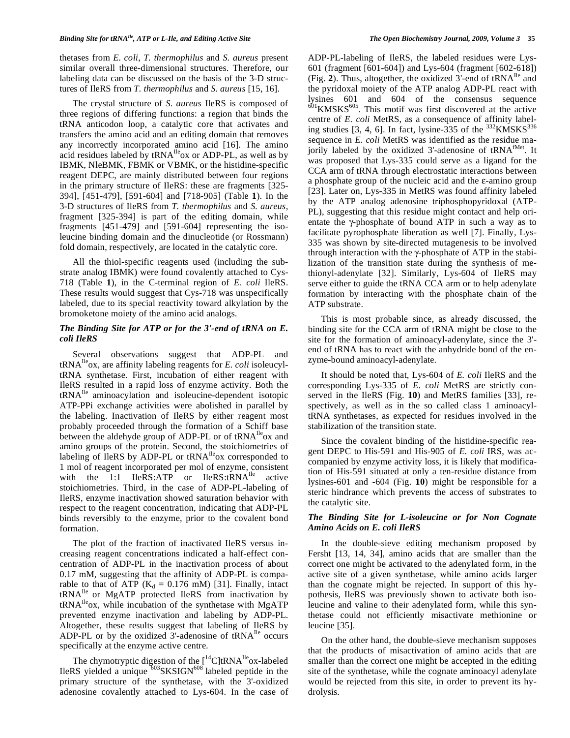thetases from *E. coli*, *T. thermophilus* and *S. aureus* present similar overall three-dimensional structures. Therefore, our labeling data can be discussed on the basis of the 3-D structures of IleRS from *T. thermophilus* and *S. aureus* [15, 16].

The crystal structure of *S. aureus* IleRS is composed of three regions of differing functions: a region that binds the tRNA anticodon loop, a catalytic core that activates and transfers the amino acid and an editing domain that removes any incorrectly incorporated amino acid [16]. The amino acid residues labeled by $tRNA^{Ile}$ox or ADP-PL, as well as by IBMK, NleBMK, FBMK or VBMK, or the histidine-specific reagent DEPC, are mainly distributed between four regions in the primary structure of IleRS: these are fragments [325-394], [451-479], [591-604] and [718-905] (Table **1**). In the 3-D structures of IleRS from *T. thermophilus* and *S. aureus*, fragment [325-394] is part of the editing domain, while fragments [451-479] and [591-604] representing the isoleucine binding domain and the dinucleotide (or Rossmann) fold domain, respectively, are located in the catalytic core.

All the thiol-specific reagents used (including the substrate analog IBMK) were found covalently attached to Cys-718 (Table **1**), in the C-terminal region of *E. coli* IleRS. These results would suggest that Cys-718 was unspecifically labeled, due to its special reactivity toward alkylation by the bromoketone moiety of the amino acid analogs.

### *The Binding Site for ATP or for the 3'-end of tRNA on E. coli IleRS*

Several observations suggest that ADP-PL and $tRNA^{Ile}$ox, are affinity labeling reagents for *E. coli* isoleucyl-tRNA synthetase. First, incubation of either reagent with IleRS resulted in a rapid loss of enzyme activity. Both the $tRNA^{Ile}$ aminoacylation and isoleucine-dependent isotopic ATP-PPi exchange activities were abolished in parallel by the labeling. Inactivation of IleRS by either reagent most probably proceeded through the formation of a Schiff base between the aldehyde group of ADP-PL or of $tRNA^{Ile}$ox and amino groups of the protein. Second, the stoichiometries of labeling of IleRS by ADP-PL or $tRNA^{Ile}$ox corresponded to 1 mol of reagent incorporated per mol of enzyme, consistent with the 1:1 IleRS:ATP or IleRS:$tRNA^{Ile}$ active stoichiometries. Third, in the case of ADP-PL-labeling of IleRS, enzyme inactivation showed saturation behavior with respect to the reagent concentration, indicating that ADP-PL binds reversibly to the enzyme, prior to the covalent bond formation.

The plot of the fraction of inactivated IleRS versus increasing reagent concentrations indicated a half-effect concentration of ADP-PL in the inactivation process of about 0.17 mM, suggesting that the affinity of ADP-PL is comparable to that of ATP ($K_d$ = 0.176 mM) [31]. Finally, intact $tRNA^{Ile}$ or MgATP protected IleRS from inactivation by $tRNA^{Ile}$ox, while incubation of the synthetase with MgATP prevented enzyme inactivation and labeling by ADP-PL. Altogether, these results suggest that labeling of IleRS by ADP-PL or by the oxidized 3'-adenosine of $tRNA^{Ile}$ occurs specifically at the enzyme active centre.

The chymotryptic digestion of the $[^{14}C]tRNA^{Ile}$ox-labeled IleRS yielded a unique $^{603}$SKSIGN$^{608}$ labeled peptide in the primary structure of the synthetase, with the 3'-oxidized adenosine covalently attached to Lys-604. In the case of ADP-PL-labeling of IleRS, the labeled residues were Lys-601 (fragment [601-604]) and Lys-604 (fragment [602-618]) (Fig. **2**). Thus, altogether, the oxidized 3'-end of $tRNA^{Ile}$ and the pyridoxal moiety of the ATP analog ADP-PL react with lysines 601 and 604 of the consensus sequence $^{601}$KMSKS$^{605}$. This motif was first discovered at the active centre of *E. coli* MetRS, as a consequence of affinity labeling studies [3, 4, 6]. In fact, lysine-335 of the $^{332}$KMSKS$^{336}$ sequence in *E. coli* MetRS was identified as the residue majorily labeled by the oxidized 3'-adenosine of $tRNA^{fMet}$. It was proposed that Lys-335 could serve as a ligand for the CCA arm of tRNA through electrostatic interactions between a phosphate group of the nucleic acid and the ε-amino group [23]. Later on, Lys-335 in MetRS was found affinity labeled by the ATP analog adenosine triphosphopyridoxal (ATP-PL), suggesting that this residue might contact and help orientate the γ-phosphate of bound ATP in such a way as to facilitate pyrophosphate liberation as well [7]. Finally, Lys-335 was shown by site-directed mutagenesis to be involved through interaction with the γ-phosphate of ATP in the stabilization of the transition state during the synthesis of methionyl-adenylate [32]. Similarly, Lys-604 of IleRS may serve either to guide the tRNA CCA arm or to help adenylate formation by interacting with the phosphate chain of the ATP substrate.

This is most probable since, as already discussed, the binding site for the CCA arm of tRNA might be close to the site for the formation of aminoacyl-adenylate, since the 3'-end of tRNA has to react with the anhydride bond of the enzyme-bound aminoacyl-adenylate.

It should be noted that, Lys-604 of *E. coli* IleRS and the corresponding Lys-335 of *E. coli* MetRS are strictly conserved in the IleRS (Fig. **10**) and MetRS families [33], respectively, as well as in the so called class 1 aminoacyl-tRNA synthetases, as expected for residues involved in the stabilization of the transition state.

Since the covalent binding of the histidine-specific reagent DEPC to His-591 and His-905 of *E. coli* IRS, was accompanied by enzyme activity loss, it is likely that modification of His-591 situated at only a ten-residue distance from lysines-601 and -604 (Fig. **10**) might be responsible for a steric hindrance which prevents the access of substrates to the catalytic site.

### *The Binding Site for L-isoleucine or for Non Cognate Amino Acids on E. coli IleRS*

In the double-sieve editing mechanism proposed by Fersht [13, 14, 34], amino acids that are smaller than the correct one might be activated to the adenylated form, in the active site of a given synthetase, while amino acids larger than the cognate might be rejected. In support of this hypothesis, IleRS was previously shown to activate both isoleucine and valine to their adenylated form, while this synthetase could not efficiently misactivate methionine or leucine [35].

On the other hand, the double-sieve mechanism supposes that the products of misactivation of amino acids that are smaller than the correct one might be accepted in the editing site of the synthetase, while the cognate aminoacyl adenylate would be rejected from this site, in order to prevent its hydrolysis.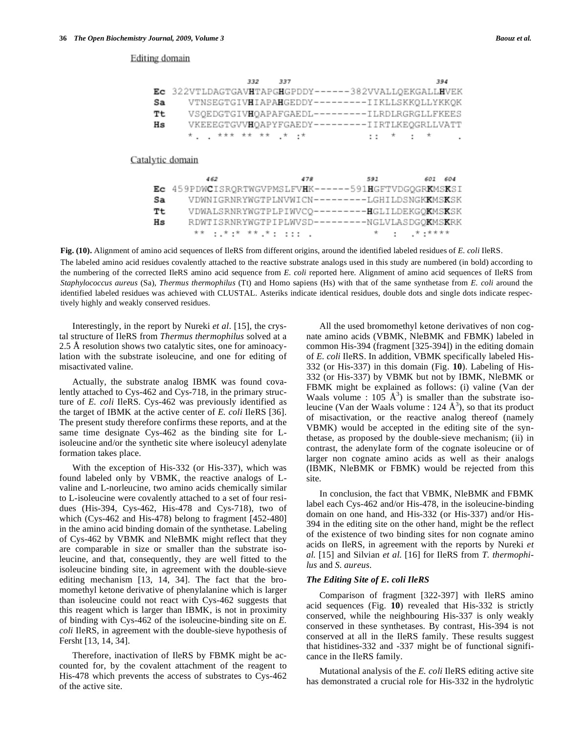Editing domain

```
                   332   337                              394
Ec  322VTLDAGTGAVHTAPGHGPDDY------382VVALLQEKGALLHVEK
Sa     VTNSEGTGIVHIAPAHGEDDY---------IIKLLSKKQLLYKKQK
Tt     VSQEDGTGIVHQAPAFGAEDL---------ILRDLRGRGLLFKEES
Hs     VKEEEGTGVVHQAPYFGAEDY---------IIRTLKEQGRLLVATT
       * .  . *** ** **  .*  :*          ::  *   :  *     .
```

Catalytic domain

```
        462              478           591        601  604
Ec  459PDWCISRQRTWGVPMSLFVHK------591HGFTVDGQGRKMSKSI
Sa     VDWNIGRNRYWGTPLNVWICN---------LGHILDSNGKKMSKSK
Tt     VDWALSRNRYWGTPLPIWVCQ---------HGLIILDEKGQKMSKSK
Hs     RDWTISRNRYWGTPIPLWVSD---------NGLVLASDGQKMSKRK
        **  :.*:* **.*: :::  .          *   :   .*:****
```

**Fig. (10).** Alignment of amino acid sequences of IleRS from different origins, around the identified labeled residues of *E. coli* IleRS.

The labeled amino acid residues covalently attached to the reactive substrate analogs used in this study are numbered (in bold) according to the numbering of the corrected IleRS amino acid sequence from *E. coli* reported here. Alignment of amino acid sequences of IleRS from *Staphylococcus aureus* (Sa), *Thermus thermophilus* (Tt) and Homo sapiens (Hs) with that of the same synthetase from *E. coli* around the identified labeled residues was achieved with CLUSTAL. Asteriks indicate identical residues, double dots and single dots indicate respectively highly and weakly conserved residues.

Interestingly, in the report by Nureki *et al*. [15], the crystal structure of IleRS from *Thermus thermophilus* solved at a 2.5 Å resolution shows two catalytic sites, one for aminoacylation with the substrate isoleucine, and one for editing of misactivated valine.

Actually, the substrate analog IBMK was found covalently attached to Cys-462 and Cys-718, in the primary structure of *E. coli* IleRS. Cys-462 was previously identified as the target of IBMK at the active center of *E. coli* IleRS [36]. The present study therefore confirms these reports, and at the same time designate Cys-462 as the binding site for L-isoleucine and/or the synthetic site where isoleucyl adenylate formation takes place.

With the exception of His-332 (or His-337), which was found labeled only by VBMK, the reactive analogs of L-valine and L-norleucine, two amino acids chemically similar to L-isoleucine were covalently attached to a set of four residues (His-394, Cys-462, His-478 and Cys-718), two of which (Cys-462 and His-478) belong to fragment [452-480] in the amino acid binding domain of the synthetase. Labeling of Cys-462 by VBMK and NleBMK might reflect that they are comparable in size or smaller than the substrate isoleucine, and that, consequently, they are well fitted to the isoleucine binding site, in agreement with the double-sieve editing mechanism [13, 14, 34]. The fact that the bromomethyl ketone derivative of phenylalanine which is larger than isoleucine could not react with Cys-462 suggests that this reagent which is larger than IBMK, is not in proximity of binding with Cys-462 of the isoleucine-binding site on *E. coli* IleRS, in agreement with the double-sieve hypothesis of Fersht [13, 14, 34].

Therefore, inactivation of IleRS by FBMK might be accounted for, by the covalent attachment of the reagent to His-478 which prevents the access of substrates to Cys-462 of the active site.

All the used bromomethyl ketone derivatives of non cognate amino acids (VBMK, NleBMK and FBMK) labeled in common His-394 (fragment [325-394]) in the editing domain of *E. coli* IleRS. In addition, VBMK specifically labeled His-332 (or His-337) in this domain (Fig. **10**). Labeling of His-332 (or His-337) by VBMK but not by IBMK, NleBMK or FBMK might be explained as follows: (i) valine (Van der Waals volume : 105 $Å^3$) is smaller than the substrate isoleucine (Van der Waals volume : 124 $Å^3$), so that its product of misactivation, or the reactive analog thereof (namely VBMK) would be accepted in the editing site of the synthetase, as proposed by the double-sieve mechanism; (ii) in contrast, the adenylate form of the cognate isoleucine or of larger non cognate amino acids as well as their analogs (IBMK, NleBMK or FBMK) would be rejected from this site.

In conclusion, the fact that VBMK, NleBMK and FBMK label each Cys-462 and/or His-478, in the isoleucine-binding domain on one hand, and His-332 (or His-337) and/or His-394 in the editing site on the other hand, might be the reflect of the existence of two binding sites for non cognate amino acids on IleRS, in agreement with the reports by Nureki *et al.* [15] and Silvian *et al.* [16] for IleRS from *T. thermophilus* and *S. aureus*.

### *The Editing Site of E. coli IleRS*

Comparison of fragment [322-397] with IleRS amino acid sequences (Fig. **10**) revealed that His-332 is strictly conserved, while the neighbouring His-337 is only weakly conserved in these synthetases. By contrast, His-394 is not conserved at all in the IleRS family. These results suggest that histidines-332 and -337 might be of functional significance in the IleRS family.

Mutational analysis of the *E. coli* IleRS editing active site has demonstrated a crucial role for His-332 in the hydrolytic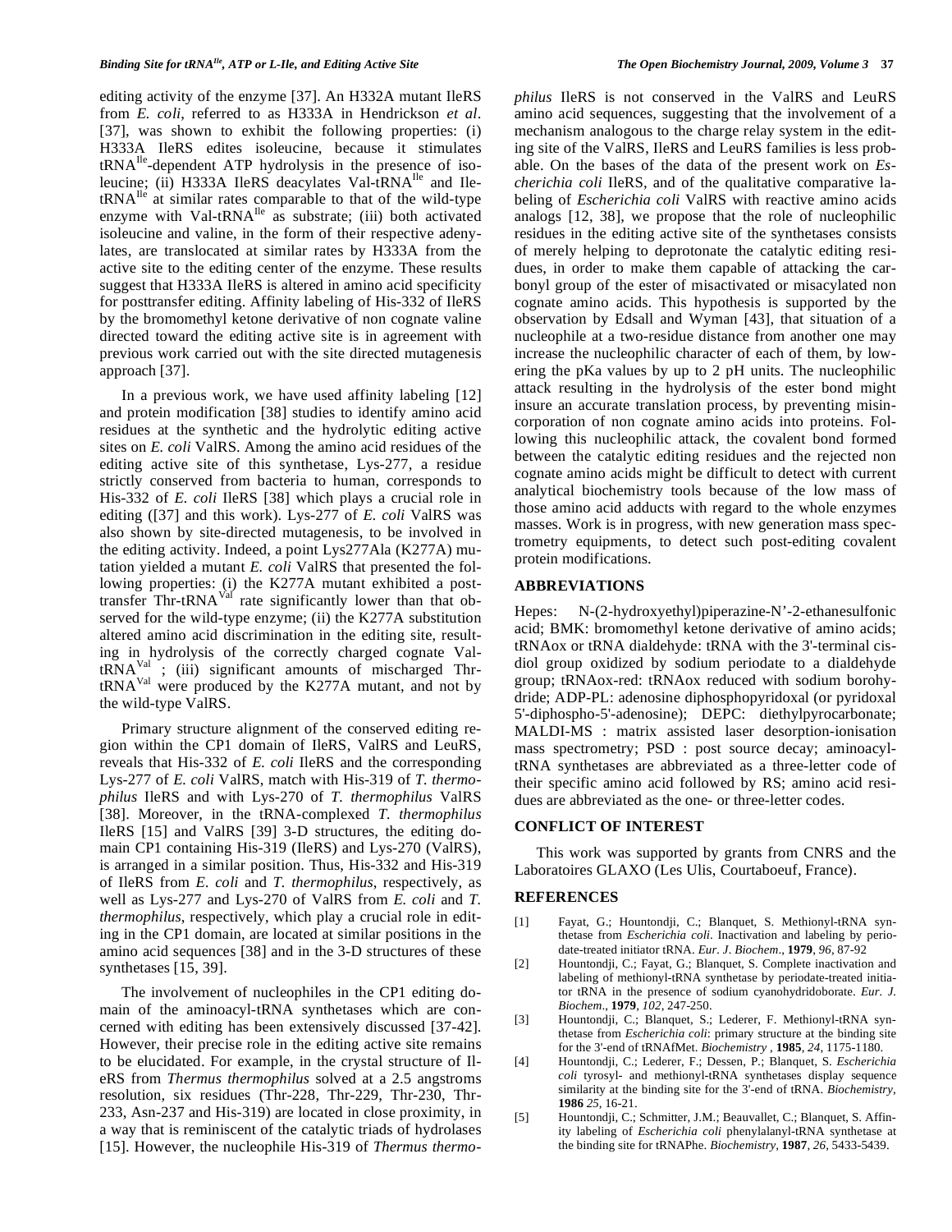editing activity of the enzyme [37]. An H332A mutant IleRS from *E. coli*, referred to as H333A in Hendrickson *et al*. [37], was shown to exhibit the following properties: (i) H333A IleRS edites isoleucine, because it stimulates tRNA$^{Ile}$-dependent ATP hydrolysis in the presence of isoleucine; (ii) H333A IleRS deacylates Val-tRNA$^{Ile}$ and Ile-tRNA$^{Ile}$ at similar rates comparable to that of the wild-type enzyme with Val-tRNA$^{Ile}$ as substrate; (iii) both activated isoleucine and valine, in the form of their respective adenylates, are translocated at similar rates by H333A from the active site to the editing center of the enzyme. These results suggest that H333A IleRS is altered in amino acid specificity for posttransfer editing. Affinity labeling of His-332 of IleRS by the bromomethyl ketone derivative of non cognate valine directed toward the editing active site is in agreement with previous work carried out with the site directed mutagenesis approach [37].

In a previous work, we have used affinity labeling [12] and protein modification [38] studies to identify amino acid residues at the synthetic and the hydrolytic editing active sites on *E. coli* ValRS. Among the amino acid residues of the editing active site of this synthetase, Lys-277, a residue strictly conserved from bacteria to human, corresponds to His-332 of *E. coli* IleRS [38] which plays a crucial role in editing ([37] and this work). Lys-277 of *E. coli* ValRS was also shown by site-directed mutagenesis, to be involved in the editing activity. Indeed, a point Lys277Ala (K277A) mutation yielded a mutant *E. coli* ValRS that presented the following properties: (i) the K277A mutant exhibited a post-transfer Thr-tRNA$^{Val}$ rate significantly lower than that observed for the wild-type enzyme; (ii) the K277A substitution altered amino acid discrimination in the editing site, resulting in hydrolysis of the correctly charged cognate Val-tRNA$^{Val}$ ; (iii) significant amounts of mischarged Thr-tRNA$^{Val}$ were produced by the K277A mutant, and not by the wild-type ValRS.

Primary structure alignment of the conserved editing region within the CP1 domain of IleRS, ValRS and LeuRS, reveals that His-332 of *E. coli* IleRS and the corresponding Lys-277 of *E. coli* ValRS, match with His-319 of *T. thermophilus* IleRS and with Lys-270 of *T. thermophilus* ValRS [38]. Moreover, in the tRNA-complexed *T. thermophilus* IleRS [15] and ValRS [39] 3-D structures, the editing domain CP1 containing His-319 (IleRS) and Lys-270 (ValRS), is arranged in a similar position. Thus, His-332 and His-319 of IleRS from *E. coli* and *T. thermophilus*, respectively, as well as Lys-277 and Lys-270 of ValRS from *E. coli* and *T. thermophilus*, respectively, which play a crucial role in editing in the CP1 domain, are located at similar positions in the amino acid sequences [38] and in the 3-D structures of these synthetases [15, 39].

The involvement of nucleophiles in the CP1 editing domain of the aminoacyl-tRNA synthetases which are concerned with editing has been extensively discussed [37-42]. However, their precise role in the editing active site remains to be elucidated. For example, in the crystal structure of IleRS from *Thermus thermophilus* solved at a 2.5 angstroms resolution, six residues (Thr-228, Thr-229, Thr-230, Thr-233, Asn-237 and His-319) are located in close proximity, in a way that is reminiscent of the catalytic triads of hydrolases [15]. However, the nucleophile His-319 of *Thermus thermophilus* IleRS is not conserved in the ValRS and LeuRS amino acid sequences, suggesting that the involvement of a mechanism analogous to the charge relay system in the editing site of the ValRS, IleRS and LeuRS families is less probable. On the bases of the data of the present work on *Escherichia coli* IleRS, and of the qualitative comparative labeling of *Escherichia coli* ValRS with reactive amino acids analogs [12, 38], we propose that the role of nucleophilic residues in the editing active site of the synthetases consists of merely helping to deprotonate the catalytic editing residues, in order to make them capable of attacking the carbonyl group of the ester of misactivated or misacylated non cognate amino acids. This hypothesis is supported by the observation by Edsall and Wyman [43], that situation of a nucleophile at a two-residue distance from another one may increase the nucleophilic character of each of them, by lowering the pKa values by up to 2 pH units. The nucleophilic attack resulting in the hydrolysis of the ester bond might insure an accurate translation process, by preventing misincorporation of non cognate amino acids into proteins. Following this nucleophilic attack, the covalent bond formed between the catalytic editing residues and the rejected non cognate amino acids might be difficult to detect with current analytical biochemistry tools because of the low mass of those amino acid adducts with regard to the whole enzymes masses. Work is in progress, with new generation mass spectrometry equipments, to detect such post-editing covalent protein modifications.

## ABBREVIATIONS

Hepes: N-(2-hydroxyethyl)piperazine-N'-2-ethanesulfonic acid; BMK: bromomethyl ketone derivative of amino acids; tRNAox or tRNA dialdehyde: tRNA with the 3'-terminal cis-diol group oxidized by sodium periodate to a dialdehyde group; tRNAox-red: tRNAox reduced with sodium borohydride; ADP-PL: adenosine diphosphopyridoxal (or pyridoxal 5'-diphospho-5'-adenosine); DEPC: diethylpyrocarbonate; MALDI-MS : matrix assisted laser desorption-ionisation mass spectrometry; PSD : post source decay; aminoacyl-tRNA synthetases are abbreviated as a three-letter code of their specific amino acid followed by RS; amino acid residues are abbreviated as the one- or three-letter codes.

## CONFLICT OF INTEREST

This work was supported by grants from CNRS and the Laboratoires GLAXO (Les Ulis, Courtaboeuf, France).

## REFERENCES

[1] Fayat, G.; Hountondji, C.; Blanquet, S. Methionyl-tRNA synthetase from *Escherichia coli*. Inactivation and labeling by periodate-treated initiator tRNA. *Eur. J. Biochem*., **1979**, *96*, 87-92

[2] Hountondji, C.; Fayat, G.; Blanquet, S. Complete inactivation and labeling of methionyl-tRNA synthetase by periodate-treated initiator tRNA in the presence of sodium cyanohydridoborate. *Eur. J. Biochem*., **1979**, *102*, 247-250.

[3] Hountondji, C.; Blanquet, S.; Lederer, F. Methionyl-tRNA synthetase from *Escherichia coli*: primary structure at the binding site for the 3'-end of tRNAfMet. *Biochemistry* , **1985**, *24*, 1175-1180.

[4] Hountondji, C.; Lederer, F.; Dessen, P.; Blanquet, S. *Escherichia coli* tyrosyl- and methionyl-tRNA synthetases display sequence similarity at the binding site for the 3'-end of tRNA. *Biochemistry*, **1986** *25*, 16-21.

[5] Hountondji, C.; Schmitter, J.M.; Beauvallet, C.; Blanquet, S. Affinity labeling of *Escherichia coli* phenylalanyl-tRNA synthetase at the binding site for tRNAPhe. *Biochemistry*, **1987**, *26*, 5433-5439.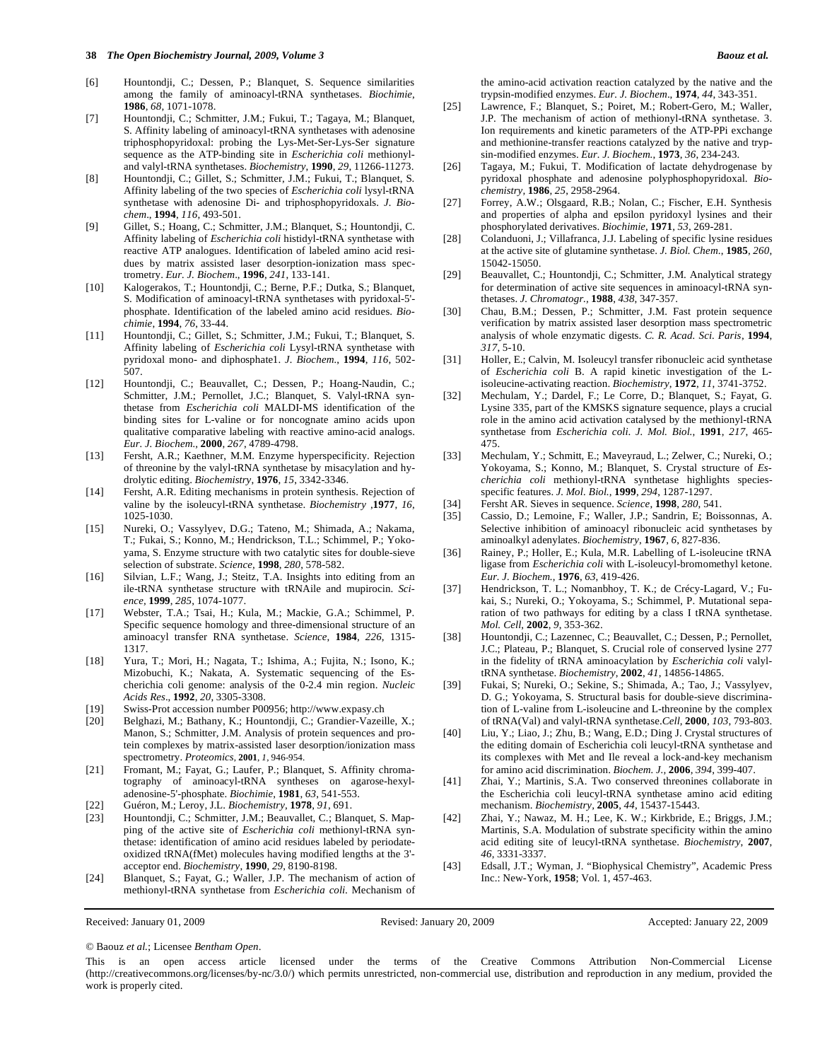[6] Hountondji, C.; Dessen, P.; Blanquet, S. Sequence similarities among the family of aminoacyl-tRNA synthetases. *Biochimie*, **1986**, *68*, 1071-1078.

[7] Hountondji, C.; Schmitter, J.M.; Fukui, T.; Tagaya, M.; Blanquet, S. Affinity labeling of aminoacyl-tRNA synthetases with adenosine triphosphopyridoxal: probing the Lys-Met-Ser-Lys-Ser signature sequence as the ATP-binding site in *Escherichia coli* methionyl- and valyl-tRNA synthetases. *Biochemistry*, **1990**, *29*, 11266-11273.

[8] Hountondji, C.; Gillet, S.; Schmitter, J.M.; Fukui, T.; Blanquet, S. Affinity labeling of the two species of *Escherichia coli* lysyl-tRNA synthetase with adenosine Di- and triphosphopyridoxals. *J. Biochem*., **1994**, *116*, 493-501.

[9] Gillet, S.; Hoang, C.; Schmitter, J.M.; Blanquet, S.; Hountondji, C. Affinity labeling of *Escherichia coli* histidyl-tRNA synthetase with reactive ATP analogues. Identification of labeled amino acid residues by matrix assisted laser desorption-ionization mass spectrometry. *Eur. J. Biochem*., **1996**, *241*, 133-141.

[10] Kalogerakos, T.; Hountondji, C.; Berne, P.F.; Dutka, S.; Blanquet, S. Modification of aminoacyl-tRNA synthetases with pyridoxal-5'-phosphate. Identification of the labeled amino acid residues. *Biochimie*, **1994**, *76*, 33-44.

[11] Hountondji, C.; Gillet, S.; Schmitter, J.M.; Fukui, T.; Blanquet, S. Affinity labeling of *Escherichia coli* Lysyl-tRNA synthetase with pyridoxal mono- and diphosphate1. *J. Biochem.*, **1994**, *116*, 502-507.

[12] Hountondji, C.; Beauvallet, C.; Dessen, P.; Hoang-Naudin, C.; Schmitter, J.M.; Pernollet, J.C.; Blanquet, S. Valyl-tRNA synthetase from *Escherichia coli* MALDI-MS identification of the binding sites for L-valine or for noncognate amino acids upon qualitative comparative labeling with reactive amino-acid analogs. *Eur. J. Biochem.*, **2000**, *267*, 4789-4798.

[13] Fersht, A.R.; Kaethner, M.M. Enzyme hyperspecificity. Rejection of threonine by the valyl-tRNA synthetase by misacylation and hydrolytic editing. *Biochemistry*, **1976**, *15*, 3342-3346.

[14] Fersht, A.R. Editing mechanisms in protein synthesis. Rejection of valine by the isoleucyl-tRNA synthetase. *Biochemistry* ,**1977**, *16*, 1025-1030.

[15] Nureki, O.; Vassylyev, D.G.; Tateno, M.; Shimada, A.; Nakama, T.; Fukai, S.; Konno, M.; Hendrickson, T.L.; Schimmel, P.; Yokoyama, S. Enzyme structure with two catalytic sites for double-sieve selection of substrate. *Science*, **1998**, *280*, 578-582.

[16] Silvian, L.F.; Wang, J.; Steitz, T.A. Insights into editing from an ile-tRNA synthetase structure with tRNAile and mupirocin. *Science*, **1999**, *285*, 1074-1077.

[17] Webster, T.A.; Tsai, H.; Kula, M.; Mackie, G.A.; Schimmel, P. Specific sequence homology and three-dimensional structure of an aminoacyl transfer RNA synthetase. *Science*, **1984**, *226*, 1315-1317.

[18] Yura, T.; Mori, H.; Nagata, T.; Ishima, A.; Fujita, N.; Isono, K.; Mizobuchi, K.; Nakata, A. Systematic sequencing of the Escherichia coli genome: analysis of the 0-2.4 min region. *Nucleic Acids Res*., **1992**, *20*, 3305-3308.

[19] Swiss-Prot accession number P00956; http://www.expasy.ch

[20] Belghazi, M.; Bathany, K.; Hountondji, C.; Grandier-Vazeille, X.; Manon, S.; Schmitter, J.M. Analysis of protein sequences and protein complexes by matrix-assisted laser desorption/ionization mass spectrometry. *Proteomics*, **2001**, *1*, 946-954.

[21] Fromant, M.; Fayat, G.; Laufer, P.; Blanquet, S. Affinity chromatography of aminoacyl-tRNA syntheses on agarose-hexyl-adenosine-5'-phosphate. *Biochimie*, **1981**, *63*, 541-553.

[22] Guéron, M.; Leroy, J.L. *Biochemistry*, **1978**, *91*, 691.

[23] Hountondji, C.; Schmitter, J.M.; Beauvallet, C.; Blanquet, S. Mapping of the active site of *Escherichia coli* methionyl-tRNA synthetase: identification of amino acid residues labeled by periodate-oxidized tRNA(fMet) molecules having modified lengths at the 3'-acceptor end. *Biochemistry*, **1990**, *29*, 8190-8198.

[24] Blanquet, S.; Fayat, G.; Waller, J.P. The mechanism of action of methionyl-tRNA synthetase from *Escherichia coli*. Mechanism of the amino-acid activation reaction catalyzed by the native and the trypsin-modified enzymes. *Eur. J. Biochem*., **1974**, *44*, 343-351.

[25] Lawrence, F.; Blanquet, S.; Poiret, M.; Robert-Gero, M.; Waller, J.P. The mechanism of action of methionyl-tRNA synthetase. 3. Ion requirements and kinetic parameters of the ATP-PPi exchange and methionine-transfer reactions catalyzed by the native and trypsin-modified enzymes. *Eur. J. Biochem.*, **1973**, *36*, 234-243.

[26] Tagaya, M.; Fukui, T. Modification of lactate dehydrogenase by pyridoxal phosphate and adenosine polyphosphopyridoxal. *Biochemistry*, **1986**, *25*, 2958-2964.

[27] Forrey, A.W.; Olsgaard, R.B.; Nolan, C.; Fischer, E.H. Synthesis and properties of alpha and epsilon pyridoxyl lysines and their phosphorylated derivatives. *Biochimie*, **1971**, *53*, 269-281.

[28] Colanduoni, J.; Villafranca, J.J. Labeling of specific lysine residues at the active site of glutamine synthetase. *J. Biol. Chem.*, **1985**, *260*, 15042-15050.

[29] Beauvallet, C.; Hountondji, C.; Schmitter, J.M. Analytical strategy for determination of active site sequences in aminoacyl-tRNA synthetases. *J. Chromatogr.*, **1988**, *438*, 347-357.

[30] Chau, B.M.; Dessen, P.; Schmitter, J.M. Fast protein sequence verification by matrix assisted laser desorption mass spectrometric analysis of whole enzymatic digests. *C. R. Acad. Sci. Paris*, **1994**, *317*, 5-10.

[31] Holler, E.; Calvin, M. Isoleucyl transfer ribonucleic acid synthetase of *Escherichia coli* B. A rapid kinetic investigation of the L-isoleucine-activating reaction. *Biochemistry*, **1972**, *11*, 3741-3752.

[32] Mechulam, Y.; Dardel, F.; Le Corre, D.; Blanquet, S.; Fayat, G. Lysine 335, part of the KMSKS signature sequence, plays a crucial role in the amino acid activation catalysed by the methionyl-tRNA synthetase from *Escherichia coli*. *J. Mol. Biol.*, **1991**, *217*, 465-475.

[33] Mechulam, Y.; Schmitt, E.; Maveyraud, L.; Zelwer, C.; Nureki, O.; Yokoyama, S.; Konno, M.; Blanquet, S. Crystal structure of *Escherichia coli* methionyl-tRNA synthetase highlights species-specific features. *J. Mol. Biol.*, **1999**, *294*, 1287-1297.

[34] Fersht AR. Sieves in sequence. *Science*, **1998**, *280*, 541.

[35] Cassio, D.; Lemoine, F.; Waller, J.P.; Sandrin, E; Boissonnas, A. Selective inhibition of aminoacyl ribonucleic acid synthetases by aminoalkyl adenylates. *Biochemistry*, **1967**, *6*, 827-836.

[36] Rainey, P.; Holler, E.; Kula, M.R. Labelling of L-isoleucine tRNA ligase from *Escherichia coli* with L-isoleucyl-bromomethyl ketone. *Eur. J. Biochem.*, **1976**, *63*, 419-426.

[37] Hendrickson, T. L.; Nomanbhoy, T. K.; de Crécy-Lagard, V.; Fukai, S.; Nureki, O.; Yokoyama, S.; Schimmel, P. Mutational separation of two pathways for editing by a class I tRNA synthetase. *Mol. Cell*, **2002**, *9*, 353-362.

[38] Hountondji, C.; Lazennec, C.; Beauvallet, C.; Dessen, P.; Pernollet, J.C.; Plateau, P.; Blanquet, S. Crucial role of conserved lysine 277 in the fidelity of tRNA aminoacylation by *Escherichia coli* valyl-tRNA synthetase. *Biochemistry*, **2002**, *41*, 14856-14865.

[39] Fukai, S; Nureki, O.; Sekine, S.; Shimada, A.; Tao, J.; Vassylyev, D. G.; Yokoyama, S. Structural basis for double-sieve discrimination of L-valine from L-isoleucine and L-threonine by the complex of tRNA(Val) and valyl-tRNA synthetase.*Cell*, **2000**, *103*, 793-803.

[40] Liu, Y.; Liao, J.; Zhu, B.; Wang, E.D.; Ding J. Crystal structures of the editing domain of Escherichia coli leucyl-tRNA synthetase and its complexes with Met and Ile reveal a lock-and-key mechanism for amino acid discrimination. *Biochem. J.*, **2006**, *394*, 399-407.

[41] Zhai, Y.; Martinis, S.A. Two conserved threonines collaborate in the Escherichia coli leucyl-tRNA synthetase amino acid editing mechanism. *Biochemistry*, **2005**, *44*, 15437-15443.

[42] Zhai, Y.; Nawaz, M. H.; Lee, K. W.; Kirkbride, E.; Briggs, J.M.; Martinis, S.A. Modulation of substrate specificity within the amino acid editing site of leucyl-tRNA synthetase. *Biochemistry*, **2007**, *46*, 3331-3337.

[43] Edsall, J.T.; Wyman, J. "Biophysical Chemistry", Academic Press Inc.: New-York, **1958**; Vol. 1, 457-463.

Received: January 01, 2009 Revised: January 20, 2009 Accepted: January 22, 2009

© Baouz *et al.*; Licensee *Bentham Open*.

This is an open access article licensed under the terms of the Creative Commons Attribution Non-Commercial License (http://creativecommons.org/licenses/by-nc/3.0/) which permits unrestricted, non-commercial use, distribution and reproduction in any medium, provided the work is properly cited.